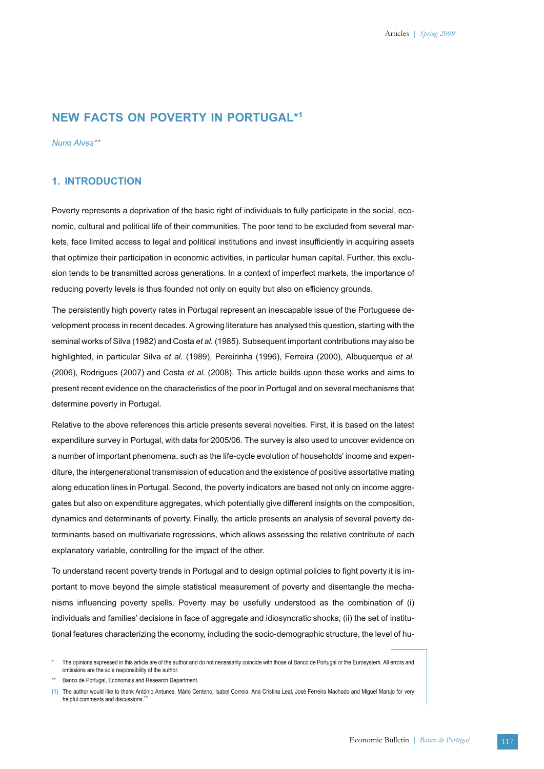# NEW FACTS ON POVERTY IN PORTUGAL*[1]

*Nuno Alves***

## 1. INTRODUCTION

Poverty represents a deprivation of the basic right of individuals to fully participate in the social, economic, cultural and political life of their communities. The poor tend to be excluded from several markets, face limited access to legal and political institutions and invest insufficiently in acquiring assets that optimize their participation in economic activities, in particular human capital. Further, this exclusion tends to be transmitted across generations. In a context of imperfect markets, the importance of reducing poverty levels is thus founded not only on equity but also on efficiency grounds.

The persistently high poverty rates in Portugal represent an inescapable issue of the Portuguese development process in recent decades. A growing literature has analysed this question, starting with the seminal works of Silva (1982) and Costa *et al.* (1985). Subsequent important contributions may also be highlighted, in particular Silva *et al.* (1989), Pereirinha (1996), Ferreira (2000), Albuquerque *et al.* (2006), Rodrigues (2007) and Costa *et al.* (2008). This article builds upon these works and aims to present recent evidence on the characteristics of the poor in Portugal and on several mechanisms that determine poverty in Portugal.

Relative to the above references this article presents several novelties. First, it is based on the latest expenditure survey in Portugal, with data for 2005/06. The survey is also used to uncover evidence on a number of important phenomena, such as the life-cycle evolution of households' income and expenditure, the intergenerational transmission of education and the existence of positive assortative mating along education lines in Portugal. Second, the poverty indicators are based not only on income aggregates but also on expenditure aggregates, which potentially give different insights on the composition, dynamics and determinants of poverty. Finally, the article presents an analysis of several poverty determinants based on multivariate regressions, which allows assessing the relative contribute of each explanatory variable, controlling for the impact of the other.

To understand recent poverty trends in Portugal and to design optimal policies to fight poverty it is important to move beyond the simple statistical measurement of poverty and disentangle the mechanisms influencing poverty spells. Poverty may be usefully understood as the combination of (i) individuals and families' decisions in face of aggregate and idiosyncratic shocks; (ii) the set of institutional features characterizing the economy, including the socio-demographic structure, the level of hu-

---

\* The opinions expressed in this article are of the author and do not necessarily coincide with those of Banco de Portugal or the Eurosystem. All errors and omissions are the sole responsibility of the author.

\** Banco de Portugal, Economics and Research Department.

(1) The author would like to thank António Antunes, Mário Centeno, Isabel Correia, Ana Cristina Leal, José Ferreira Machado and Miguel Marujo for very helpful comments and discussions.[111]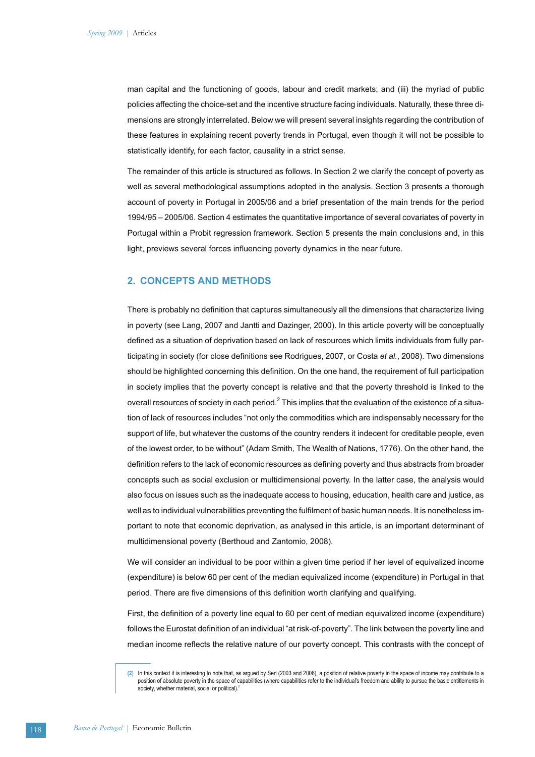man capital and the functioning of goods, labour and credit markets; and (iii) the myriad of public policies affecting the choice-set and the incentive structure facing individuals. Naturally, these three dimensions are strongly interrelated. Below we will present several insights regarding the contribution of these features in explaining recent poverty trends in Portugal, even though it will not be possible to statistically identify, for each factor, causality in a strict sense.

The remainder of this article is structured as follows. In Section 2 we clarify the concept of poverty as well as several methodological assumptions adopted in the analysis. Section 3 presents a thorough account of poverty in Portugal in 2005/06 and a brief presentation of the main trends for the period 1994/95 – 2005/06. Section 4 estimates the quantitative importance of several covariates of poverty in Portugal within a Probit regression framework. Section 5 presents the main conclusions and, in this light, previews several forces influencing poverty dynamics in the near future.

## 2. CONCEPTS AND METHODS

There is probably no definition that captures simultaneously all the dimensions that characterize living in poverty (see Lang, 2007 and Jantti and Dazinger, 2000). In this article poverty will be conceptually defined as a situation of deprivation based on lack of resources which limits individuals from fully participating in society (for close definitions see Rodrigues, 2007, or Costa *et al.*, 2008). Two dimensions should be highlighted concerning this definition. On the one hand, the requirement of full participation in society implies that the poverty concept is relative and that the poverty threshold is linked to the overall resources of society in each period.[2] This implies that the evaluation of the existence of a situation of lack of resources includes "not only the commodities which are indispensably necessary for the support of life, but whatever the customs of the country renders it indecent for creditable people, even of the lowest order, to be without" (Adam Smith, The Wealth of Nations, 1776). On the other hand, the definition refers to the lack of economic resources as defining poverty and thus abstracts from broader concepts such as social exclusion or multidimensional poverty. In the latter case, the analysis would also focus on issues such as the inadequate access to housing, education, health care and justice, as well as to individual vulnerabilities preventing the fulfilment of basic human needs. It is nonetheless important to note that economic deprivation, as analysed in this article, is an important determinant of multidimensional poverty (Berthoud and Zantomio, 2008).

We will consider an individual to be poor within a given time period if her level of equivalized income (expenditure) is below 60 per cent of the median equivalized income (expenditure) in Portugal in that period. There are five dimensions of this definition worth clarifying and qualifying.

First, the definition of a poverty line equal to 60 per cent of median equivalized income (expenditure) follows the Eurostat definition of an individual "at risk-of-poverty". The link between the poverty line and median income reflects the relative nature of our poverty concept. This contrasts with the concept of

(2) In this context it is interesting to note that, as argued by Sen (2003 and 2006), a position of relative poverty in the space of income may contribute to a position of absolute poverty in the space of capabilities (where capabilities refer to the individual's freedom and ability to pursue the basic entitlements in society, whether material, social or political).[2]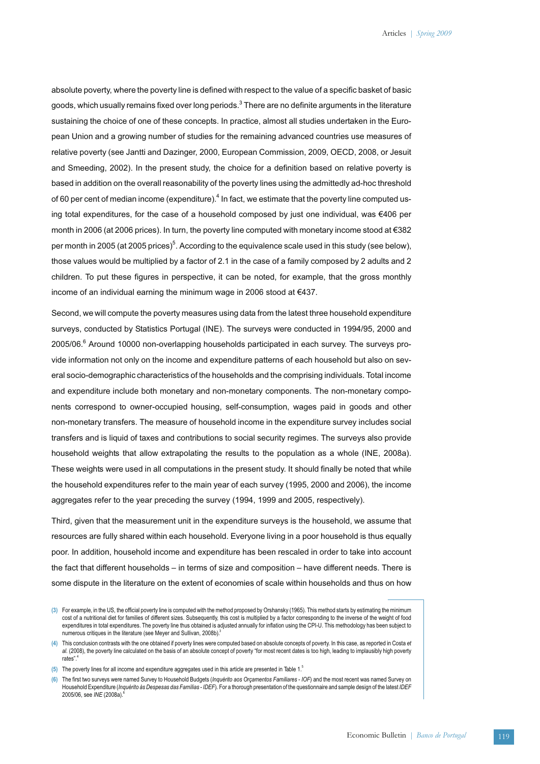absolute poverty, where the poverty line is defined with respect to the value of a specific basket of basic goods, which usually remains fixed over long periods.[3] There are no definite arguments in the literature sustaining the choice of one of these concepts. In practice, almost all studies undertaken in the European Union and a growing number of studies for the remaining advanced countries use measures of relative poverty (see Jantti and Dazinger, 2000, European Commission, 2009, OECD, 2008, or Jesuit and Smeeding, 2002). In the present study, the choice for a definition based on relative poverty is based in addition on the overall reasonability of the poverty lines using the admittedly ad-hoc threshold of 60 per cent of median income (expenditure).[4] In fact, we estimate that the poverty line computed using total expenditures, for the case of a household composed by just one individual, was €406 per month in 2006 (at 2006 prices). In turn, the poverty line computed with monetary income stood at €382 per month in 2005 (at 2005 prices)[5]. According to the equivalence scale used in this study (see below), those values would be multiplied by a factor of 2.1 in the case of a family composed by 2 adults and 2 children. To put these figures in perspective, it can be noted, for example, that the gross monthly income of an individual earning the minimum wage in 2006 stood at €437.

Second, we will compute the poverty measures using data from the latest three household expenditure surveys, conducted by Statistics Portugal (INE). The surveys were conducted in 1994/95, 2000 and 2005/06.[6] Around 10000 non-overlapping households participated in each survey. The surveys provide information not only on the income and expenditure patterns of each household but also on several socio-demographic characteristics of the households and the comprising individuals. Total income and expenditure include both monetary and non-monetary components. The non-monetary components correspond to owner-occupied housing, self-consumption, wages paid in goods and other non-monetary transfers. The measure of household income in the expenditure survey includes social transfers and is liquid of taxes and contributions to social security regimes. The surveys also provide household weights that allow extrapolating the results to the population as a whole (INE, 2008a). These weights were used in all computations in the present study. It should finally be noted that while the household expenditures refer to the main year of each survey (1995, 2000 and 2006), the income aggregates refer to the year preceding the survey (1994, 1999 and 2005, respectively).

Third, given that the measurement unit in the expenditure surveys is the household, we assume that resources are fully shared within each household. Everyone living in a poor household is thus equally poor. In addition, household income and expenditure has been rescaled in order to take into account the fact that different households – in terms of size and composition – have different needs. There is some dispute in the literature on the extent of economies of scale within households and thus on how

(3) For example, in the US, the official poverty line is computed with the method proposed by Orshansky (1965). This method starts by estimating the minimum cost of a nutritional diet for families of different sizes. Subsequently, this cost is multiplied by a factor corresponding to the inverse of the weight of food expenditures in total expenditures. The poverty line thus obtained is adjusted annually for inflation using the CPI-U. This methodology has been subject to numerous critiques in the literature (see Meyer and Sullivan, 2008b).

(4) This conclusion contrasts with the one obtained if poverty lines were computed based on absolute concepts of poverty. In this case, as reported in Costa *et al.* (2008), the poverty line calculated on the basis of an absolute concept of poverty "for most recent dates is too high, leading to implausibly high poverty rates".

(5) The poverty lines for all income and expenditure aggregates used in this article are presented in Table 1.

(6) The first two surveys were named Survey to Household Budgets (*Inquérito aos Orçamentos Familiares - IOF*) and the most recent was named Survey on Household Expenditure (*Inquérito às Despesas das Famílias - IDEF*). For a thorough presentation of the questionnaire and sample design of the latest *IDEF* 2005/06, see *INE* (2008a).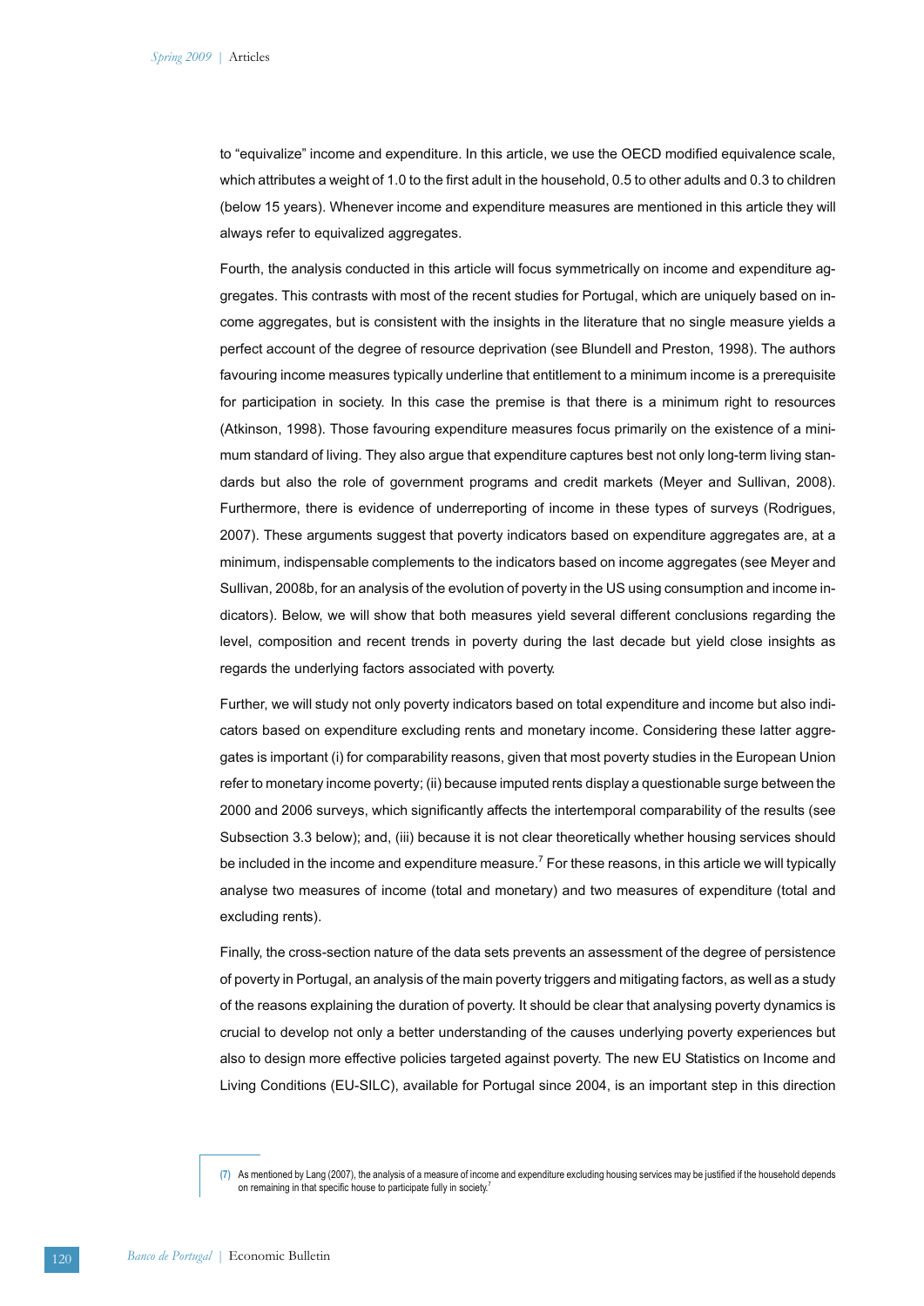to "equivalize" income and expenditure. In this article, we use the OECD modified equivalence scale, which attributes a weight of 1.0 to the first adult in the household, 0.5 to other adults and 0.3 to children (below 15 years). Whenever income and expenditure measures are mentioned in this article they will always refer to equivalized aggregates.

Fourth, the analysis conducted in this article will focus symmetrically on income and expenditure aggregates. This contrasts with most of the recent studies for Portugal, which are uniquely based on income aggregates, but is consistent with the insights in the literature that no single measure yields a perfect account of the degree of resource deprivation (see Blundell and Preston, 1998). The authors favouring income measures typically underline that entitlement to a minimum income is a prerequisite for participation in society. In this case the premise is that there is a minimum right to resources (Atkinson, 1998). Those favouring expenditure measures focus primarily on the existence of a minimum standard of living. They also argue that expenditure captures best not only long-term living standards but also the role of government programs and credit markets (Meyer and Sullivan, 2008). Furthermore, there is evidence of underreporting of income in these types of surveys (Rodrigues, 2007). These arguments suggest that poverty indicators based on expenditure aggregates are, at a minimum, indispensable complements to the indicators based on income aggregates (see Meyer and Sullivan, 2008b, for an analysis of the evolution of poverty in the US using consumption and income indicators). Below, we will show that both measures yield several different conclusions regarding the level, composition and recent trends in poverty during the last decade but yield close insights as regards the underlying factors associated with poverty.

Further, we will study not only poverty indicators based on total expenditure and income but also indicators based on expenditure excluding rents and monetary income. Considering these latter aggregates is important (i) for comparability reasons, given that most poverty studies in the European Union refer to monetary income poverty; (ii) because imputed rents display a questionable surge between the 2000 and 2006 surveys, which significantly affects the intertemporal comparability of the results (see Subsection 3.3 below); and, (iii) because it is not clear theoretically whether housing services should be included in the income and expenditure measure.[7] For these reasons, in this article we will typically analyse two measures of income (total and monetary) and two measures of expenditure (total and excluding rents).

Finally, the cross-section nature of the data sets prevents an assessment of the degree of persistence of poverty in Portugal, an analysis of the main poverty triggers and mitigating factors, as well as a study of the reasons explaining the duration of poverty. It should be clear that analysing poverty dynamics is crucial to develop not only a better understanding of the causes underlying poverty experiences but also to design more effective policies targeted against poverty. The new EU Statistics on Income and Living Conditions (EU-SILC), available for Portugal since 2004, is an important step in this direction

(7) As mentioned by Lang (2007), the analysis of a measure of income and expenditure excluding housing services may be justified if the household depends on remaining in that specific house to participate fully in society.[7]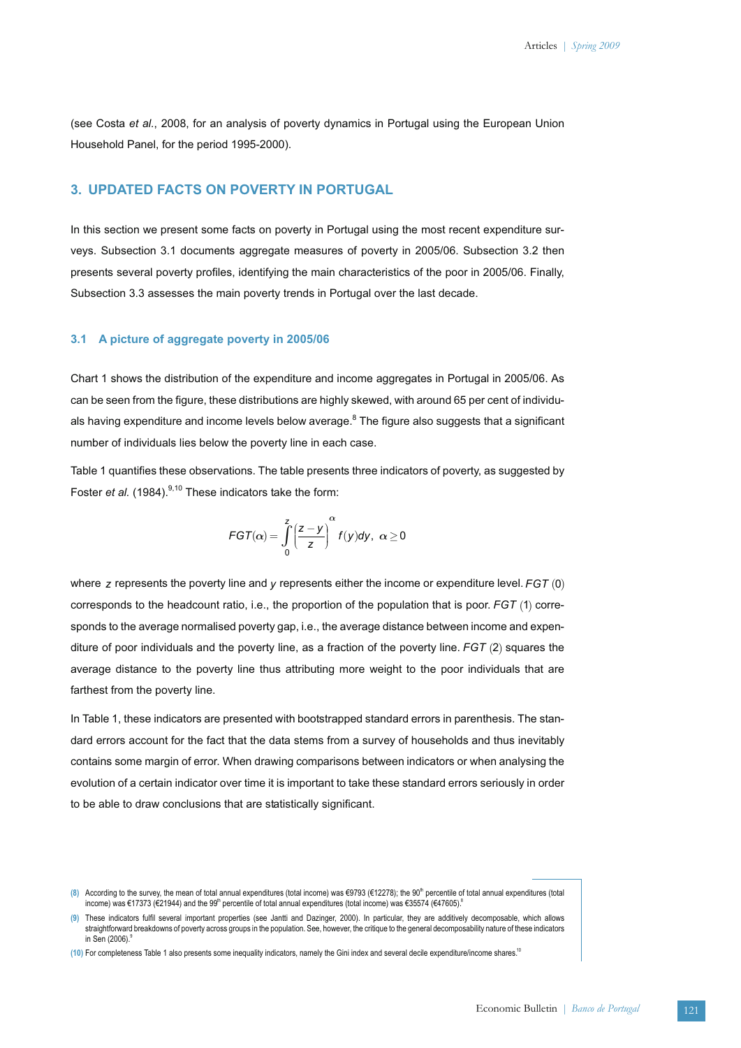(see Costa *et al.*, 2008, for an analysis of poverty dynamics in Portugal using the European Union Household Panel, for the period 1995-2000).

## 3. UPDATED FACTS ON POVERTY IN PORTUGAL

In this section we present some facts on poverty in Portugal using the most recent expenditure surveys. Subsection 3.1 documents aggregate measures of poverty in 2005/06. Subsection 3.2 then presents several poverty profiles, identifying the main characteristics of the poor in 2005/06. Finally, Subsection 3.3 assesses the main poverty trends in Portugal over the last decade.

### 3.1 A picture of aggregate poverty in 2005/06

Chart 1 shows the distribution of the expenditure and income aggregates in Portugal in 2005/06. As can be seen from the figure, these distributions are highly skewed, with around 65 per cent of individuals having expenditure and income levels below average.[8] The figure also suggests that a significant number of individuals lies below the poverty line in each case.

Table 1 quantifies these observations. The table presents three indicators of poverty, as suggested by Foster *et al.* (1984).[9,10] These indicators take the form:

$$FGT(\alpha) = \int_{0}^{z} \left( \frac{z-y}{z} \right)^{\alpha} f(y)dy, \ \alpha \geq 0$$

where $z$ represents the poverty line and $y$ represents either the income or expenditure level. $FGT(0)$ corresponds to the headcount ratio, i.e., the proportion of the population that is poor. $FGT(1)$ corresponds to the average normalised poverty gap, i.e., the average distance between income and expenditure of poor individuals and the poverty line, as a fraction of the poverty line. $FGT(2)$ squares the average distance to the poverty line thus attributing more weight to the poor individuals that are farthest from the poverty line.

In Table 1, these indicators are presented with bootstrapped standard errors in parenthesis. The standard errors account for the fact that the data stems from a survey of households and thus inevitably contains some margin of error. When drawing comparisons between indicators or when analysing the evolution of a certain indicator over time it is important to take these standard errors seriously in order to be able to draw conclusions that are statistically significant.

(8) According to the survey, the mean of total annual expenditures (total income) was €9793 (€12278); the 90th percentile of total annual expenditures (total income) was €17373 (€21944) and the 99th percentile of total annual expenditures (total income) was €35574 (€47605).

(9) These indicators fulfil several important properties (see Jantti and Dazinger, 2000). In particular, they are additively decomposable, which allows straightforward breakdowns of poverty across groups in the population. See, however, the critique to the general decomposability nature of these indicators in Sen (2006).

(10) For completeness Table 1 also presents some inequality indicators, namely the Gini index and several decile expenditure/income shares.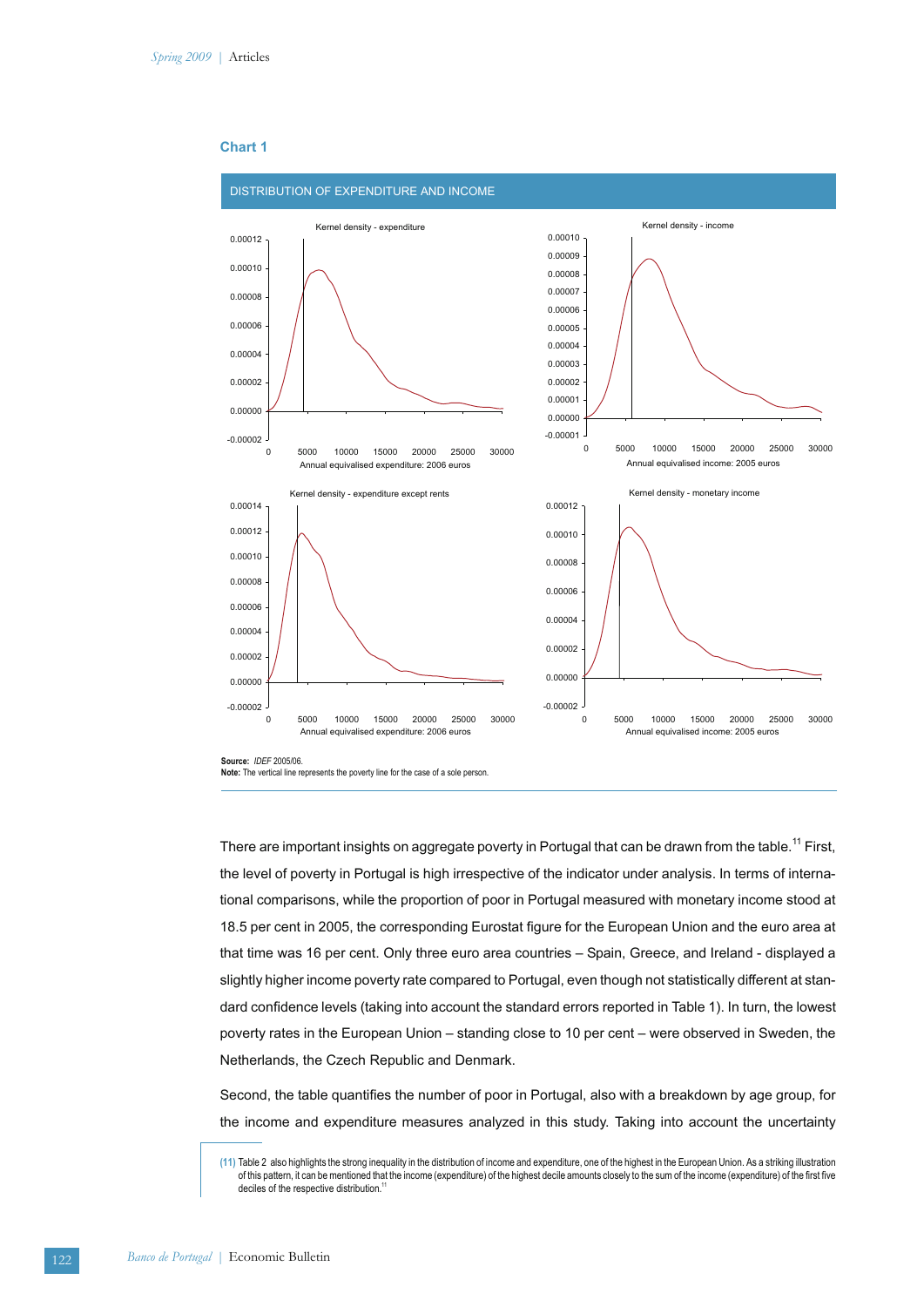**Chart 1**

DISTRIBUTION OF EXPENDITURE AND INCOME

Kernel density - expenditure

Annual equivalised expenditure: 2006 euros

Kernel density - income

Annual equivalised income: 2005 euros

Kernel density - expenditure except rents

Annual equivalised expenditure: 2006 euros

Kernel density - monetary income

Annual equivalised income: 2005 euros

**Source:** *IDEF* 2005/06.
**Note:** The vertical line represents the poverty line for the case of a sole person.

There are important insights on aggregate poverty in Portugal that can be drawn from the table.[11] First, the level of poverty in Portugal is high irrespective of the indicator under analysis. In terms of international comparisons, while the proportion of poor in Portugal measured with monetary income stood at 18.5 per cent in 2005, the corresponding Eurostat figure for the European Union and the euro area at that time was 16 per cent. Only three euro area countries – Spain, Greece, and Ireland - displayed a slightly higher income poverty rate compared to Portugal, even though not statistically different at standard confidence levels (taking into account the standard errors reported in Table 1). In turn, the lowest poverty rates in the European Union – standing close to 10 per cent – were observed in Sweden, the Netherlands, the Czech Republic and Denmark.

Second, the table quantifies the number of poor in Portugal, also with a breakdown by age group, for the income and expenditure measures analyzed in this study. Taking into account the uncertainty

(11) Table 2 also highlights the strong inequality in the distribution of income and expenditure, one of the highest in the European Union. As a striking illustration of this pattern, it can be mentioned that the income (expenditure) of the highest decile amounts closely to the sum of the income (expenditure) of the first five deciles of the respective distribution.[11]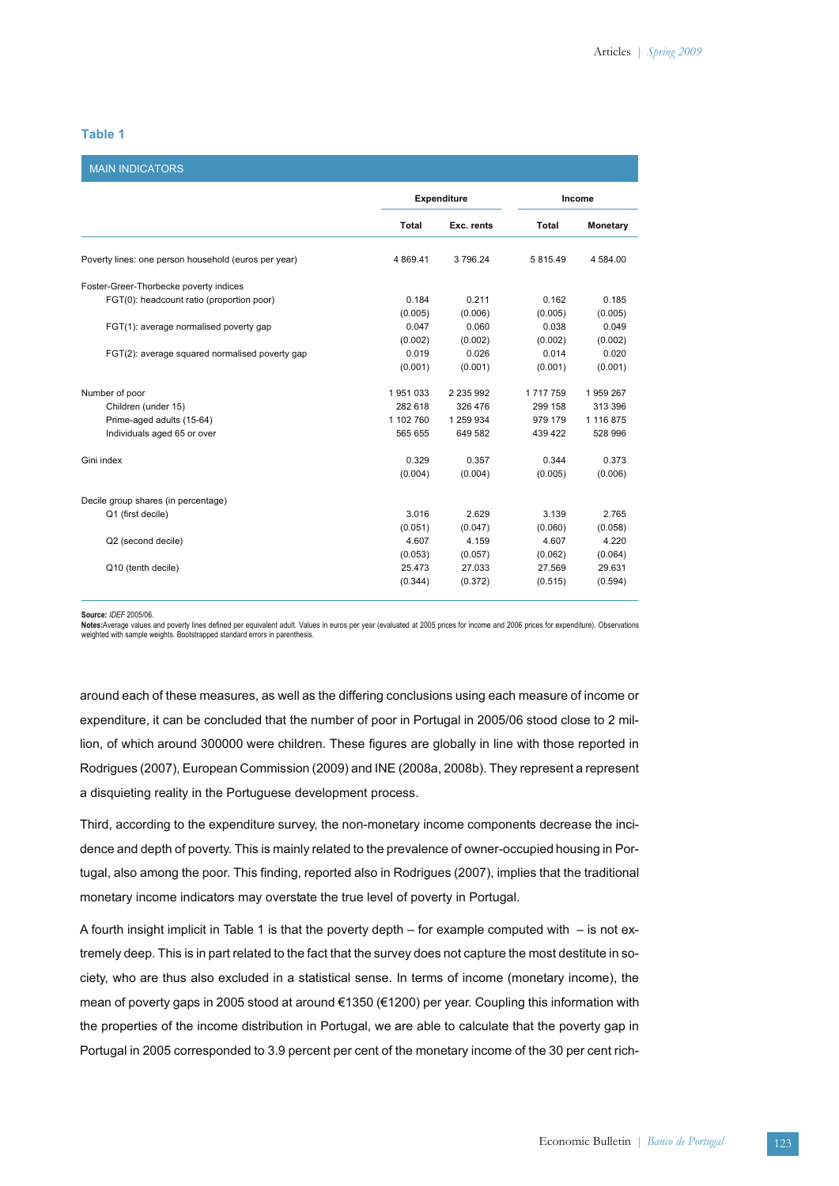**Table 1**

MAIN INDICATORS

| | Expenditure | | Income | |
|---|---|---|---|---|
| | Total | Exc. rents | Total | Monetary |
| Poverty lines: one person household (euros per year) | 4 869.41 | 3 796.24 | 5 815.49 | 4 584.00 |
| Foster-Greer-Thorbecke poverty indices | | | | |
| FGT(0): headcount ratio (proportion poor) | 0.184 | 0.211 | 0.162 | 0.185 |
| | (0.005) | (0.006) | (0.005) | (0.005) |
| FGT(1): average normalised poverty gap | 0.047 | 0.060 | 0.038 | 0.049 |
| | (0.002) | (0.002) | (0.002) | (0.002) |
| FGT(2): average squared normalised poverty gap | 0.019 | 0.026 | 0.014 | 0.020 |
| | (0.001) | (0.001) | (0.001) | (0.001) |
| Number of poor | 1 951 033 | 2 235 992 | 1 717 759 | 1 959 267 |
| Children (under 15) | 282 618 | 326 476 | 299 158 | 313 396 |
| Prime-aged adults (15-64) | 1 102 760 | 1 259 934 | 979 179 | 1 116 875 |
| Individuals aged 65 or over | 565 655 | 649 582 | 439 422 | 528 996 |
| Gini index | 0.329 | 0.357 | 0.344 | 0.373 |
| | (0.004) | (0.004) | (0.005) | (0.006) |
| Decile group shares (in percentage) | | | | |
| Q1 (first decile) | 3.016 | 2.629 | 3.139 | 2.765 |
| | (0.051) | (0.047) | (0.060) | (0.058) |
| Q2 (second decile) | 4.607 | 4.159 | 4.607 | 4.220 |
| | (0.053) | (0.057) | (0.062) | (0.064) |
| Q10 (tenth decile) | 25.473 | 27.033 | 27.569 | 29.631 |
| | (0.344) | (0.372) | (0.515) | (0.594) |

**Source:** *IDEF* 2005/06.
**Notes:**Average values and poverty lines defined per equivalent adult. Values in euros per year (evaluated at 2005 prices for income and 2006 prices for expenditure). Observations weighted with sample weights. Bootstrapped standard errors in parenthesis.

around each of these measures, as well as the differing conclusions using each measure of income or expenditure, it can be concluded that the number of poor in Portugal in 2005/06 stood close to 2 million, of which around 300000 were children. These figures are globally in line with those reported in Rodrigues (2007), European Commission (2009) and INE (2008a, 2008b). They represent a represent a disquieting reality in the Portuguese development process.

Third, according to the expenditure survey, the non-monetary income components decrease the incidence and depth of poverty. This is mainly related to the prevalence of owner-occupied housing in Portugal, also among the poor. This finding, reported also in Rodrigues (2007), implies that the traditional monetary income indicators may overstate the true level of poverty in Portugal.

A fourth insight implicit in Table 1 is that the poverty depth – for example computed with  – is not extremely deep. This is in part related to the fact that the survey does not capture the most destitute in society, who are thus also excluded in a statistical sense. In terms of income (monetary income), the mean of poverty gaps in 2005 stood at around €1350 (€1200) per year. Coupling this information with the properties of the income distribution in Portugal, we are able to calculate that the poverty gap in Portugal in 2005 corresponded to 3.9 percent per cent of the monetary income of the 30 per cent rich-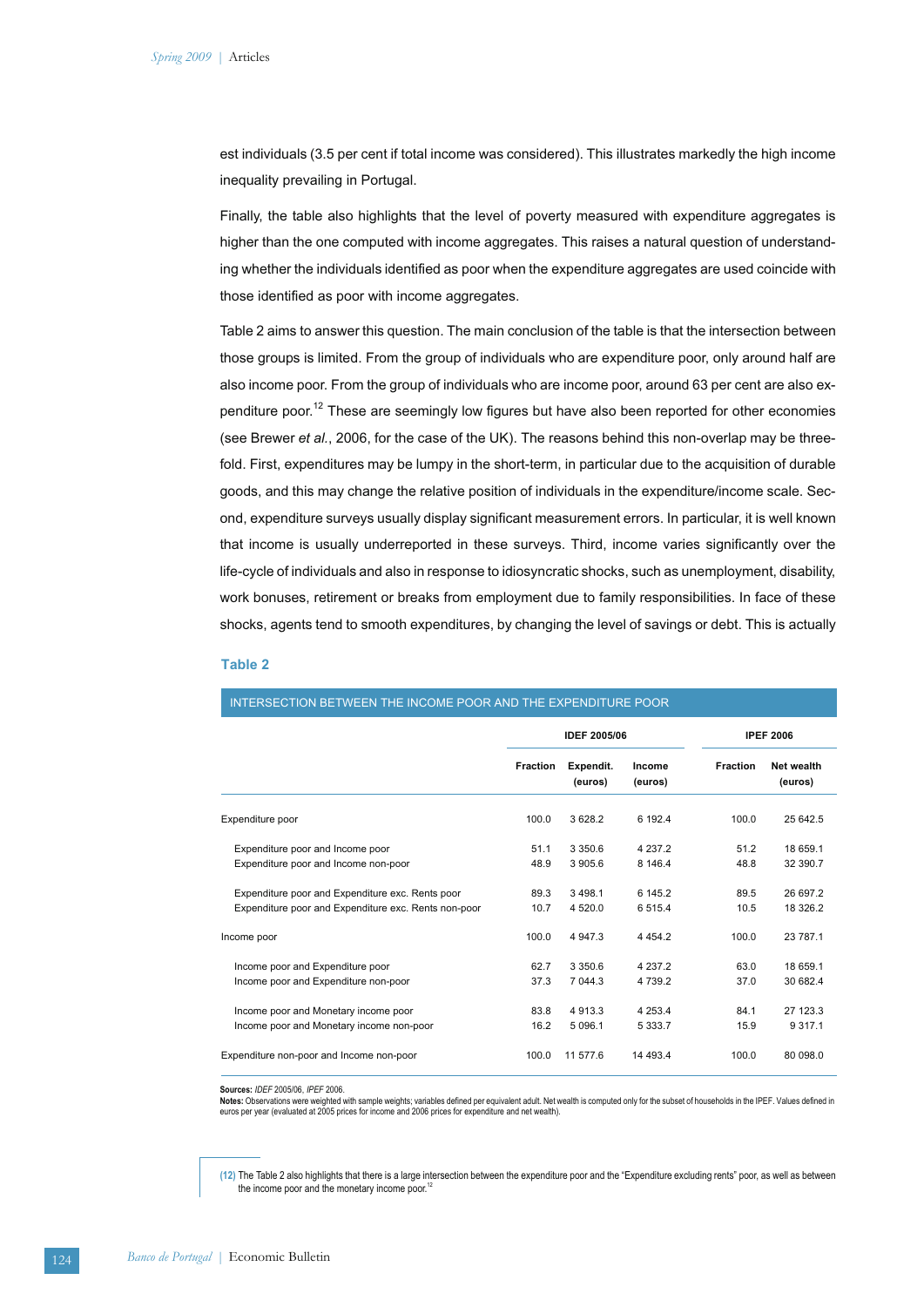est individuals (3.5 per cent if total income was considered). This illustrates markedly the high income inequality prevailing in Portugal.

Finally, the table also highlights that the level of poverty measured with expenditure aggregates is higher than the one computed with income aggregates. This raises a natural question of understanding whether the individuals identified as poor when the expenditure aggregates are used coincide with those identified as poor with income aggregates.

Table 2 aims to answer this question. The main conclusion of the table is that the intersection between those groups is limited. From the group of individuals who are expenditure poor, only around half are also income poor. From the group of individuals who are income poor, around 63 per cent are also expenditure poor.[12] These are seemingly low figures but have also been reported for other economies (see Brewer *et al.*, 2006, for the case of the UK). The reasons behind this non-overlap may be threefold. First, expenditures may be lumpy in the short-term, in particular due to the acquisition of durable goods, and this may change the relative position of individuals in the expenditure/income scale. Second, expenditure surveys usually display significant measurement errors. In particular, it is well known that income is usually underreported in these surveys. Third, income varies significantly over the life-cycle of individuals and also in response to idiosyncratic shocks, such as unemployment, disability, work bonuses, retirement or breaks from employment due to family responsibilities. In face of these shocks, agents tend to smooth expenditures, by changing the level of savings or debt. This is actually

### Table 2

INTERSECTION BETWEEN THE INCOME POOR AND THE EXPENDITURE POOR

| | IDEF 2005/06 | | | IPEF 2006 | |
|---|---|---|---|---|---|
| | Fraction | Expendit. (euros) | Income (euros) | Fraction | Net wealth (euros) |
| Expenditure poor | 100.0 | 3 628.2 | 6 192.4 | 100.0 | 25 642.5 |
| Expenditure poor and Income poor | 51.1 | 3 350.6 | 4 237.2 | 51.2 | 18 659.1 |
| Expenditure poor and Income non-poor | 48.9 | 3 905.6 | 8 146.4 | 48.8 | 32 390.7 |
| Expenditure poor and Expenditure exc. Rents poor | 89.3 | 3 498.1 | 6 145.2 | 89.5 | 26 697.2 |
| Expenditure poor and Expenditure exc. Rents non-poor | 10.7 | 4 520.0 | 6 515.4 | 10.5 | 18 326.2 |
| Income poor | 100.0 | 4 947.3 | 4 454.2 | 100.0 | 23 787.1 |
| Income poor and Expenditure poor | 62.7 | 3 350.6 | 4 237.2 | 63.0 | 18 659.1 |
| Income poor and Expenditure non-poor | 37.3 | 7 044.3 | 4 739.2 | 37.0 | 30 682.4 |
| Income poor and Monetary income poor | 83.8 | 4 913.3 | 4 253.4 | 84.1 | 27 123.3 |
| Income poor and Monetary income non-poor | 16.2 | 5 096.1 | 5 333.7 | 15.9 | 9 317.1 |
| Expenditure non-poor and Income non-poor | 100.0 | 11 577.6 | 14 493.4 | 100.0 | 80 098.0 |

**Sources:** *IDEF* 2005/06, *IPEF* 2006.
**Notes:** Observations were weighted with sample weights; variables defined per equivalent adult. Net wealth is computed only for the subset of households in the IPEF. Values defined in euros per year (evaluated at 2005 prices for income and 2006 prices for expenditure and net wealth).

(12) The Table 2 also highlights that there is a large intersection between the expenditure poor and the "Expenditure excluding rents" poor, as well as between the income poor and the monetary income poor.[12]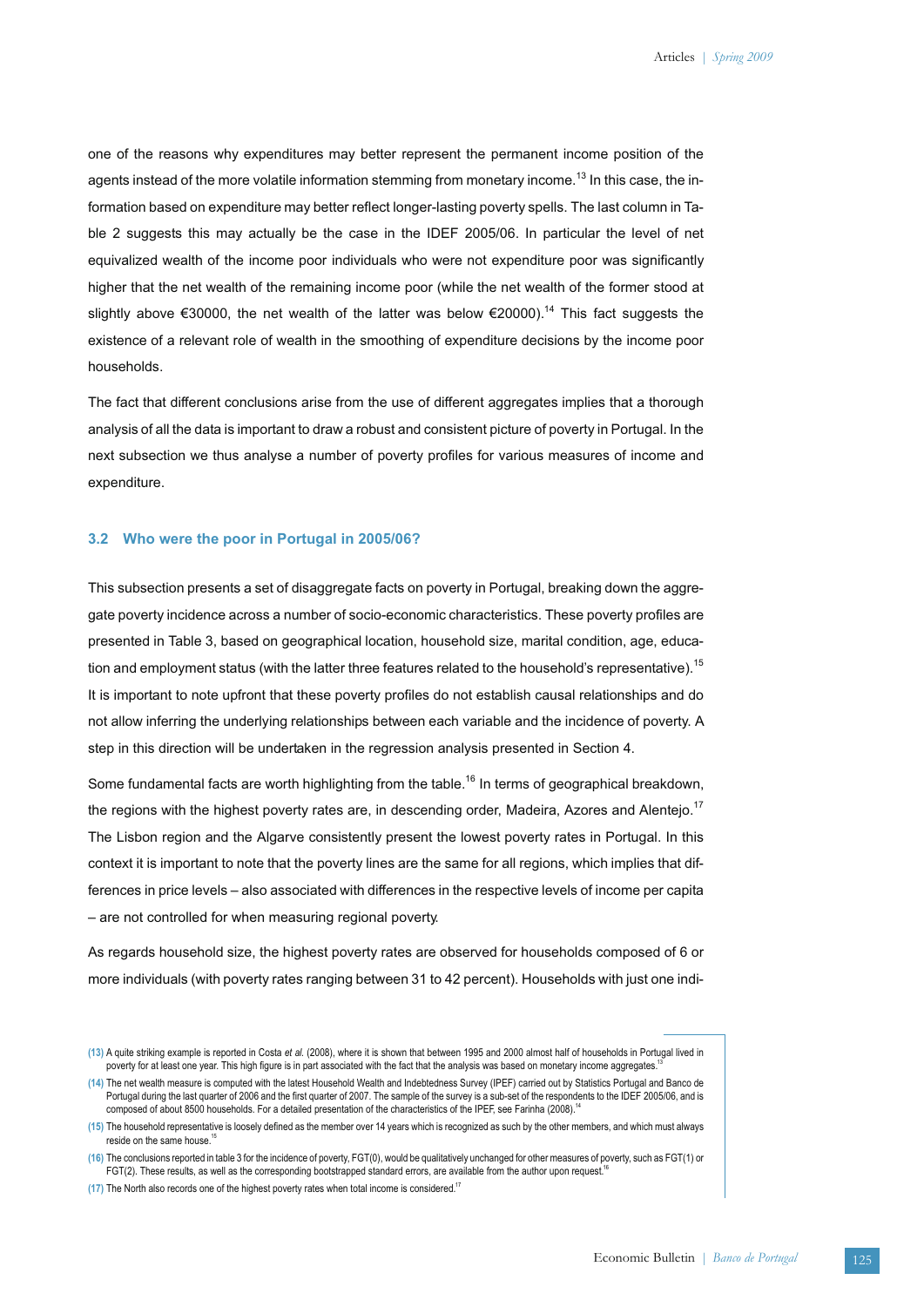one of the reasons why expenditures may better represent the permanent income position of the agents instead of the more volatile information stemming from monetary income.[13] In this case, the information based on expenditure may better reflect longer-lasting poverty spells. The last column in Table 2 suggests this may actually be the case in the IDEF 2005/06. In particular the level of net equivalized wealth of the income poor individuals who were not expenditure poor was significantly higher that the net wealth of the remaining income poor (while the net wealth of the former stood at slightly above €30000, the net wealth of the latter was below €20000).[14] This fact suggests the existence of a relevant role of wealth in the smoothing of expenditure decisions by the income poor households.

The fact that different conclusions arise from the use of different aggregates implies that a thorough analysis of all the data is important to draw a robust and consistent picture of poverty in Portugal. In the next subsection we thus analyse a number of poverty profiles for various measures of income and expenditure.

### 3.2 Who were the poor in Portugal in 2005/06?

This subsection presents a set of disaggregate facts on poverty in Portugal, breaking down the aggregate poverty incidence across a number of socio-economic characteristics. These poverty profiles are presented in Table 3, based on geographical location, household size, marital condition, age, education and employment status (with the latter three features related to the household's representative).[15] It is important to note upfront that these poverty profiles do not establish causal relationships and do not allow inferring the underlying relationships between each variable and the incidence of poverty. A step in this direction will be undertaken in the regression analysis presented in Section 4.

Some fundamental facts are worth highlighting from the table.[16] In terms of geographical breakdown, the regions with the highest poverty rates are, in descending order, Madeira, Azores and Alentejo.[17] The Lisbon region and the Algarve consistently present the lowest poverty rates in Portugal. In this context it is important to note that the poverty lines are the same for all regions, which implies that differences in price levels – also associated with differences in the respective levels of income per capita – are not controlled for when measuring regional poverty.

As regards household size, the highest poverty rates are observed for households composed of 6 or more individuals (with poverty rates ranging between 31 to 42 percent). Households with just one indi-

---

(13) A quite striking example is reported in Costa *et al.* (2008), where it is shown that between 1995 and 2000 almost half of households in Portugal lived in poverty for at least one year. This high figure is in part associated with the fact that the analysis was based on monetary income aggregates.

(14) The net wealth measure is computed with the latest Household Wealth and Indebtedness Survey (IPEF) carried out by Statistics Portugal and Banco de Portugal during the last quarter of 2006 and the first quarter of 2007. The sample of the survey is a sub-set of the respondents to the IDEF 2005/06, and is composed of about 8500 households. For a detailed presentation of the characteristics of the IPEF, see Farinha (2008).

(15) The household representative is loosely defined as the member over 14 years which is recognized as such by the other members, and which must always reside on the same house.

(16) The conclusions reported in table 3 for the incidence of poverty, FGT(0), would be qualitatively unchanged for other measures of poverty, such as FGT(1) or FGT(2). These results, as well as the corresponding bootstrapped standard errors, are available from the author upon request.

(17) The North also records one of the highest poverty rates when total income is considered.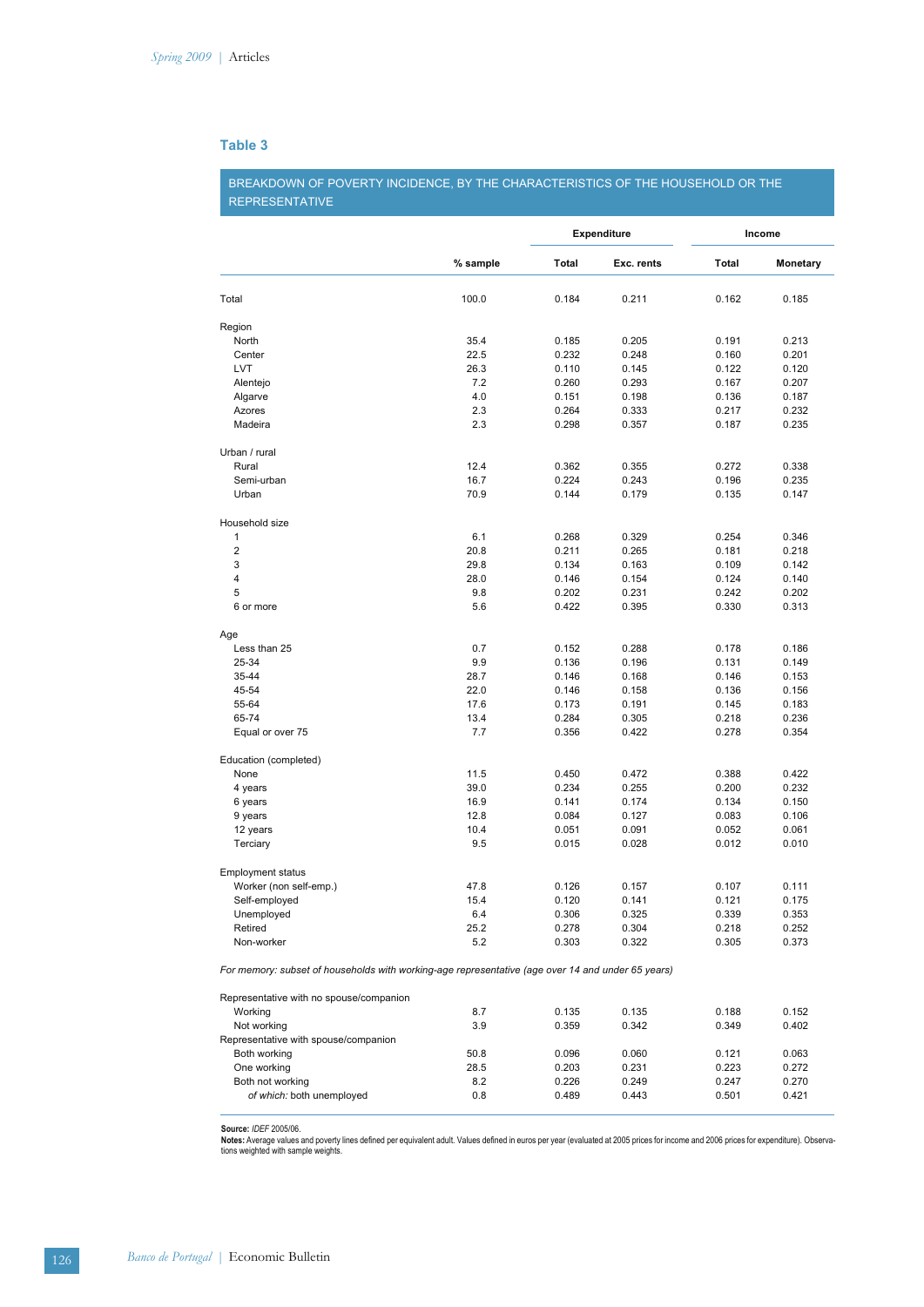### Table 3

BREAKDOWN OF POVERTY INCIDENCE, BY THE CHARACTERISTICS OF THE HOUSEHOLD OR THE REPRESENTATIVE

| | % sample | Expenditure | | Income | |
|---|---|---|---|---|---|
| | | Total | Exc. rents | Total | Monetary |
| Total | 100.0 | 0.184 | 0.211 | 0.162 | 0.185 |
| **Region** | | | | | |
| North | 35.4 | 0.185 | 0.205 | 0.191 | 0.213 |
| Center | 22.5 | 0.232 | 0.248 | 0.160 | 0.201 |
| LVT | 26.3 | 0.110 | 0.145 | 0.122 | 0.120 |
| Alentejo | 7.2 | 0.260 | 0.293 | 0.167 | 0.207 |
| Algarve | 4.0 | 0.151 | 0.198 | 0.136 | 0.187 |
| Azores | 2.3 | 0.264 | 0.333 | 0.217 | 0.232 |
| Madeira | 2.3 | 0.298 | 0.357 | 0.187 | 0.235 |
| **Urban / rural** | | | | | |
| Rural | 12.4 | 0.362 | 0.355 | 0.272 | 0.338 |
| Semi-urban | 16.7 | 0.224 | 0.243 | 0.196 | 0.235 |
| Urban | 70.9 | 0.144 | 0.179 | 0.135 | 0.147 |
| **Household size** | | | | | |
| 1 | 6.1 | 0.268 | 0.329 | 0.254 | 0.346 |
| 2 | 20.8 | 0.211 | 0.265 | 0.181 | 0.218 |
| 3 | 29.8 | 0.134 | 0.163 | 0.109 | 0.142 |
| 4 | 28.0 | 0.146 | 0.154 | 0.124 | 0.140 |
| 5 | 9.8 | 0.202 | 0.231 | 0.242 | 0.202 |
| 6 or more | 5.6 | 0.422 | 0.395 | 0.330 | 0.313 |
| **Age** | | | | | |
| Less than 25 | 0.7 | 0.152 | 0.288 | 0.178 | 0.186 |
| 25-34 | 9.9 | 0.136 | 0.196 | 0.131 | 0.149 |
| 35-44 | 28.7 | 0.146 | 0.168 | 0.146 | 0.153 |
| 45-54 | 22.0 | 0.146 | 0.158 | 0.136 | 0.156 |
| 55-64 | 17.6 | 0.173 | 0.191 | 0.145 | 0.183 |
| 65-74 | 13.4 | 0.284 | 0.305 | 0.218 | 0.236 |
| Equal or over 75 | 7.7 | 0.356 | 0.422 | 0.278 | 0.354 |
| **Education (completed)** | | | | | |
| None | 11.5 | 0.450 | 0.472 | 0.388 | 0.422 |
| 4 years | 39.0 | 0.234 | 0.255 | 0.200 | 0.232 |
| 6 years | 16.9 | 0.141 | 0.174 | 0.134 | 0.150 |
| 9 years | 12.8 | 0.084 | 0.127 | 0.083 | 0.106 |
| 12 years | 10.4 | 0.051 | 0.091 | 0.052 | 0.061 |
| Terciary | 9.5 | 0.015 | 0.028 | 0.012 | 0.010 |
| **Employment status** | | | | | |
| Worker (non self-emp.) | 47.8 | 0.126 | 0.157 | 0.107 | 0.111 |
| Self-employed | 15.4 | 0.120 | 0.141 | 0.121 | 0.175 |
| Unemployed | 6.4 | 0.306 | 0.325 | 0.339 | 0.353 |
| Retired | 25.2 | 0.278 | 0.304 | 0.218 | 0.252 |
| Non-worker | 5.2 | 0.303 | 0.322 | 0.305 | 0.373 |
| *For memory: subset of households with working-age representative (age over 14 and under 65 years)* | | | | | |
| **Representative with no spouse/companion** | | | | | |
| Working | 8.7 | 0.135 | 0.135 | 0.188 | 0.152 |
| Not working | 3.9 | 0.359 | 0.342 | 0.349 | 0.402 |
| **Representative with spouse/companion** | | | | | |
| Both working | 50.8 | 0.096 | 0.060 | 0.121 | 0.063 |
| One working | 28.5 | 0.203 | 0.231 | 0.223 | 0.272 |
| Both not working | 8.2 | 0.226 | 0.249 | 0.247 | 0.270 |
| *of which:* both unemployed | 0.8 | 0.489 | 0.443 | 0.501 | 0.421 |

**Source:** *IDEF* 2005/06.
**Notes:** Average values and poverty lines defined per equivalent adult. Values defined in euros per year (evaluated at 2005 prices for income and 2006 prices for expenditure). Observations weighted with sample weights.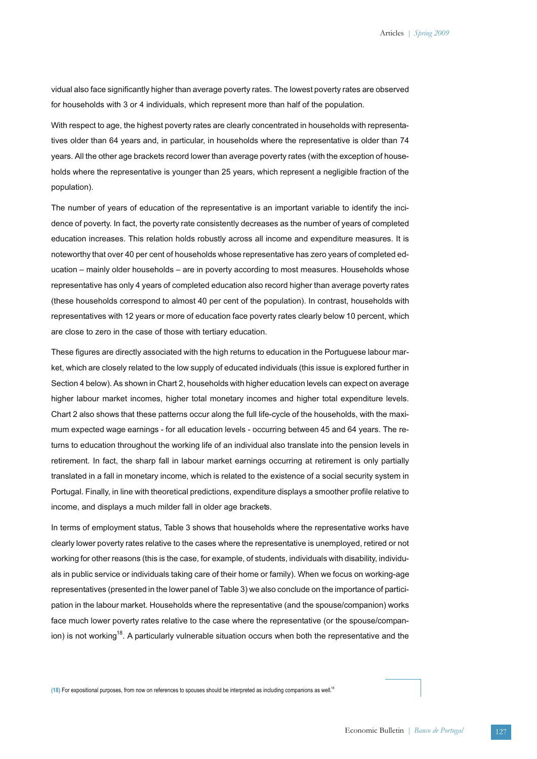vidual also face significantly higher than average poverty rates. The lowest poverty rates are observed for households with 3 or 4 individuals, which represent more than half of the population.

With respect to age, the highest poverty rates are clearly concentrated in households with representatives older than 64 years and, in particular, in households where the representative is older than 74 years. All the other age brackets record lower than average poverty rates (with the exception of households where the representative is younger than 25 years, which represent a negligible fraction of the population).

The number of years of education of the representative is an important variable to identify the incidence of poverty. In fact, the poverty rate consistently decreases as the number of years of completed education increases. This relation holds robustly across all income and expenditure measures. It is noteworthy that over 40 per cent of households whose representative has zero years of completed education – mainly older households – are in poverty according to most measures. Households whose representative has only 4 years of completed education also record higher than average poverty rates (these households correspond to almost 40 per cent of the population). In contrast, households with representatives with 12 years or more of education face poverty rates clearly below 10 percent, which are close to zero in the case of those with tertiary education.

These figures are directly associated with the high returns to education in the Portuguese labour market, which are closely related to the low supply of educated individuals (this issue is explored further in Section 4 below). As shown in Chart 2, households with higher education levels can expect on average higher labour market incomes, higher total monetary incomes and higher total expenditure levels. Chart 2 also shows that these patterns occur along the full life-cycle of the households, with the maximum expected wage earnings - for all education levels - occurring between 45 and 64 years. The returns to education throughout the working life of an individual also translate into the pension levels in retirement. In fact, the sharp fall in labour market earnings occurring at retirement is only partially translated in a fall in monetary income, which is related to the existence of a social security system in Portugal. Finally, in line with theoretical predictions, expenditure displays a smoother profile relative to income, and displays a much milder fall in older age brackets.

In terms of employment status, Table 3 shows that households where the representative works have clearly lower poverty rates relative to the cases where the representative is unemployed, retired or not working for other reasons (this is the case, for example, of students, individuals with disability, individuals in public service or individuals taking care of their home or family). When we focus on working-age representatives (presented in the lower panel of Table 3) we also conclude on the importance of participation in the labour market. Households where the representative (and the spouse/companion) works face much lower poverty rates relative to the case where the representative (or the spouse/companion) is not working[18]. A particularly vulnerable situation occurs when both the representative and the

(18) For expositional purposes, from now on references to spouses should be interpreted as including companions as well.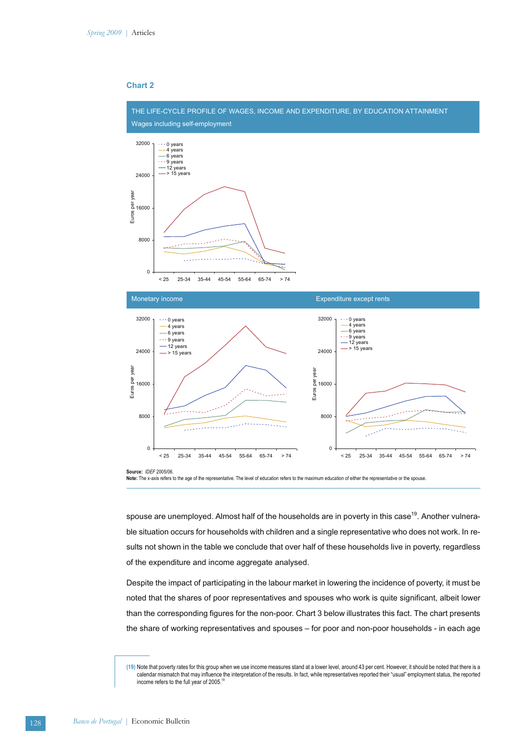## Chart 2

THE LIFE-CYCLE PROFILE OF WAGES, INCOME AND EXPENDITURE, BY EDUCATION ATTAINMENT

Wages including self-employment

Monetary income

Expenditure except rents

**Source:** *IDEF* 2005/06.
**Note:** The x-axis refers to the age of the representative. The level of education refers to the maximum education of either the representative or the spouse.

spouse are unemployed. Almost half of the households are in poverty in this case[19]. Another vulnerable situation occurs for households with children and a single representative who does not work. In results not shown in the table we conclude that over half of these households live in poverty, regardless of the expenditure and income aggregate analysed.

Despite the impact of participating in the labour market in lowering the incidence of poverty, it must be noted that the shares of poor representatives and spouses who work is quite significant, albeit lower than the corresponding figures for the non-poor. Chart 3 below illustrates this fact. The chart presents the share of working representatives and spouses – for poor and non-poor households - in each age

(19) Note that poverty rates for this group when we use income measures stand at a lower level, around 43 per cent. However, it should be noted that there is a calendar mismatch that may influence the interpretation of the results. In fact, while representatives reported their "usual" employment status, the reported income refers to the full year of 2005.[19]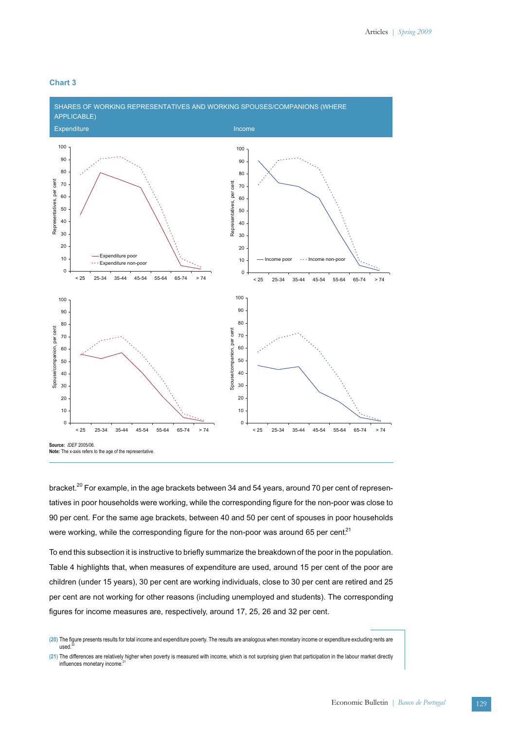### Chart 3

SHARES OF WORKING REPRESENTATIVES AND WORKING SPOUSES/COMPANIONS (WHERE APPLICABLE)

Expenditure | Income

**Source:** *IDEF* 2005/06.
**Note:** The x-axis refers to the age of the representative.

bracket.[20] For example, in the age brackets between 34 and 54 years, around 70 per cent of representatives in poor households were working, while the corresponding figure for the non-poor was close to 90 per cent. For the same age brackets, between 40 and 50 per cent of spouses in poor households were working, while the corresponding figure for the non-poor was around 65 per cent.[21]

To end this subsection it is instructive to briefly summarize the breakdown of the poor in the population. Table 4 highlights that, when measures of expenditure are used, around 15 per cent of the poor are children (under 15 years), 30 per cent are working individuals, close to 30 per cent are retired and 25 per cent are not working for other reasons (including unemployed and students). The corresponding figures for income measures are, respectively, around 17, 25, 26 and 32 per cent.

(20) The figure presents results for total income and expenditure poverty. The results are analogous when monetary income or expenditure excluding rents are used.

(21) The differences are relatively higher when poverty is measured with income, which is not surprising given that participation in the labour market directly influences monetary income.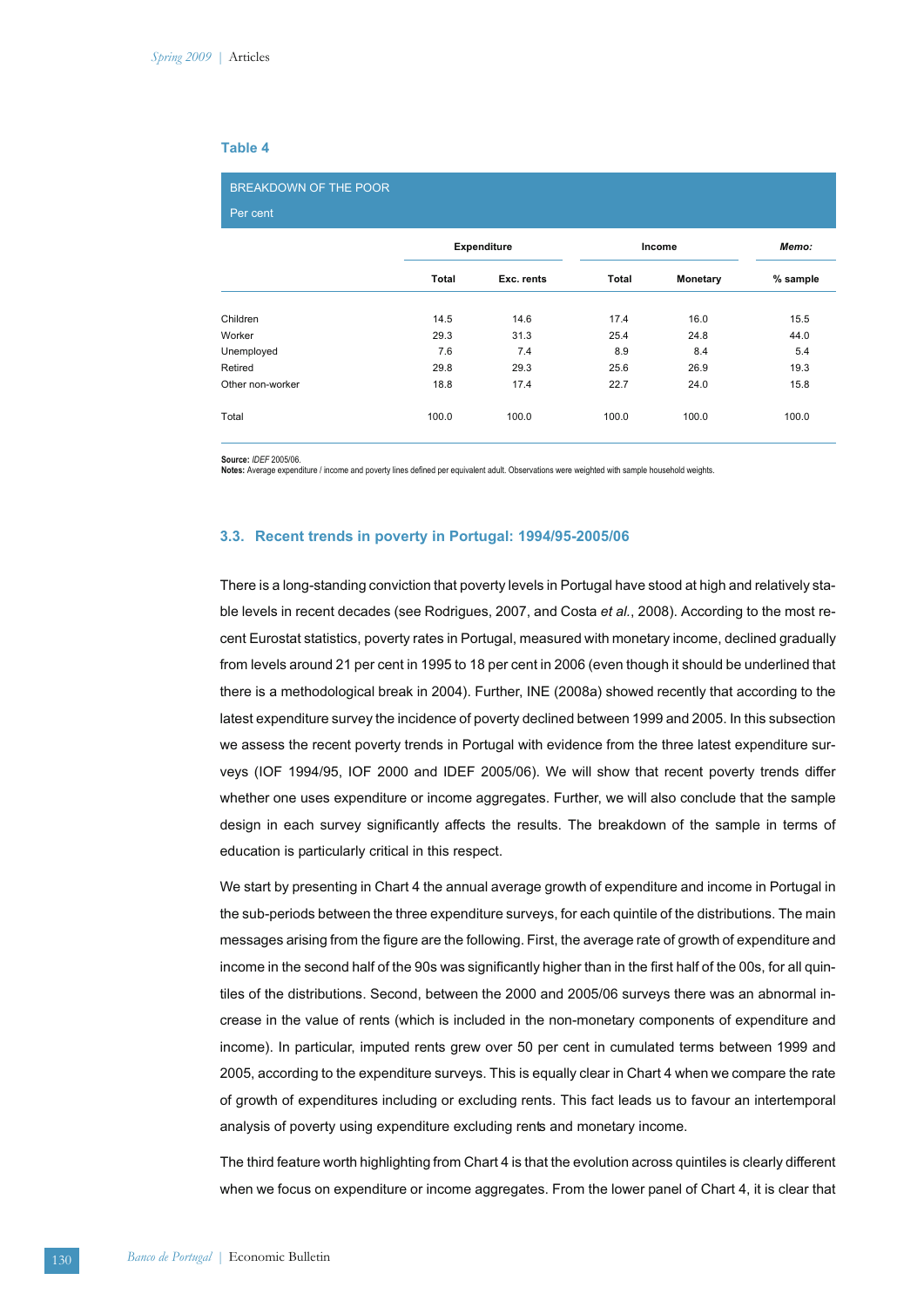**Table 4**

BREAKDOWN OF THE POOR

Per cent

| | Expenditure | | Income | | *Memo:* |
|---|---|---|---|---|---|
| | Total | Exc. rents | Total | Monetary | % sample |
| Children | 14.5 | 14.6 | 17.4 | 16.0 | 15.5 |
| Worker | 29.3 | 31.3 | 25.4 | 24.8 | 44.0 |
| Unemployed | 7.6 | 7.4 | 8.9 | 8.4 | 5.4 |
| Retired | 29.8 | 29.3 | 25.6 | 26.9 | 19.3 |
| Other non-worker | 18.8 | 17.4 | 22.7 | 24.0 | 15.8 |
| Total | 100.0 | 100.0 | 100.0 | 100.0 | 100.0 |

**Source:** *IDEF* 2005/06.
**Notes:** Average expenditure / income and poverty lines defined per equivalent adult. Observations were weighted with sample household weights.

### 3.3. Recent trends in poverty in Portugal: 1994/95-2005/06

There is a long-standing conviction that poverty levels in Portugal have stood at high and relatively stable levels in recent decades (see Rodrigues, 2007, and Costa *et al.*, 2008). According to the most recent Eurostat statistics, poverty rates in Portugal, measured with monetary income, declined gradually from levels around 21 per cent in 1995 to 18 per cent in 2006 (even though it should be underlined that there is a methodological break in 2004). Further, INE (2008a) showed recently that according to the latest expenditure survey the incidence of poverty declined between 1999 and 2005. In this subsection we assess the recent poverty trends in Portugal with evidence from the three latest expenditure surveys (IOF 1994/95, IOF 2000 and IDEF 2005/06). We will show that recent poverty trends differ whether one uses expenditure or income aggregates. Further, we will also conclude that the sample design in each survey significantly affects the results. The breakdown of the sample in terms of education is particularly critical in this respect.

We start by presenting in Chart 4 the annual average growth of expenditure and income in Portugal in the sub-periods between the three expenditure surveys, for each quintile of the distributions. The main messages arising from the figure are the following. First, the average rate of growth of expenditure and income in the second half of the 90s was significantly higher than in the first half of the 00s, for all quintiles of the distributions. Second, between the 2000 and 2005/06 surveys there was an abnormal increase in the value of rents (which is included in the non-monetary components of expenditure and income). In particular, imputed rents grew over 50 per cent in cumulated terms between 1999 and 2005, according to the expenditure surveys. This is equally clear in Chart 4 when we compare the rate of growth of expenditures including or excluding rents. This fact leads us to favour an intertemporal analysis of poverty using expenditure excluding rents and monetary income.

The third feature worth highlighting from Chart 4 is that the evolution across quintiles is clearly different when we focus on expenditure or income aggregates. From the lower panel of Chart 4, it is clear that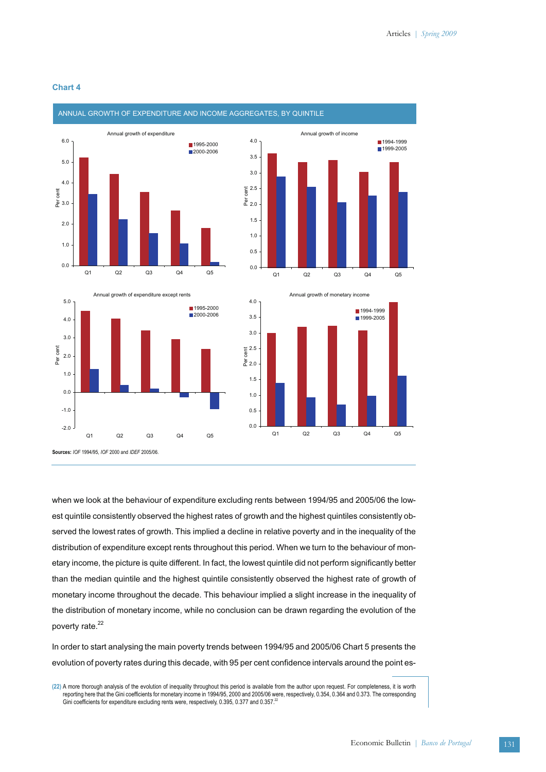**Chart 4**

ANNUAL GROWTH OF EXPENDITURE AND INCOME AGGREGATES, BY QUINTILE

Sources: *IOF* 1994/95, *IOF* 2000 and *IDEF* 2005/06.

when we look at the behaviour of expenditure excluding rents between 1994/95 and 2005/06 the lowest quintile consistently observed the highest rates of growth and the highest quintiles consistently observed the lowest rates of growth. This implied a decline in relative poverty and in the inequality of the distribution of expenditure except rents throughout this period. When we turn to the behaviour of monetary income, the picture is quite different. In fact, the lowest quintile did not perform significantly better than the median quintile and the highest quintile consistently observed the highest rate of growth of monetary income throughout the decade. This behaviour implied a slight increase in the inequality of the distribution of monetary income, while no conclusion can be drawn regarding the evolution of the poverty rate.[22]

In order to start analysing the main poverty trends between 1994/95 and 2005/06 Chart 5 presents the evolution of poverty rates during this decade, with 95 per cent confidence intervals around the point es-

(22) A more thorough analysis of the evolution of inequality throughout this period is available from the author upon request. For completeness, it is worth reporting here that the Gini coefficients for monetary income in 1994/95, 2000 and 2005/06 were, respectively, 0.354, 0.364 and 0.373. The corresponding Gini coefficients for expenditure excluding rents were, respectively, 0.395, 0.377 and 0.357.[22]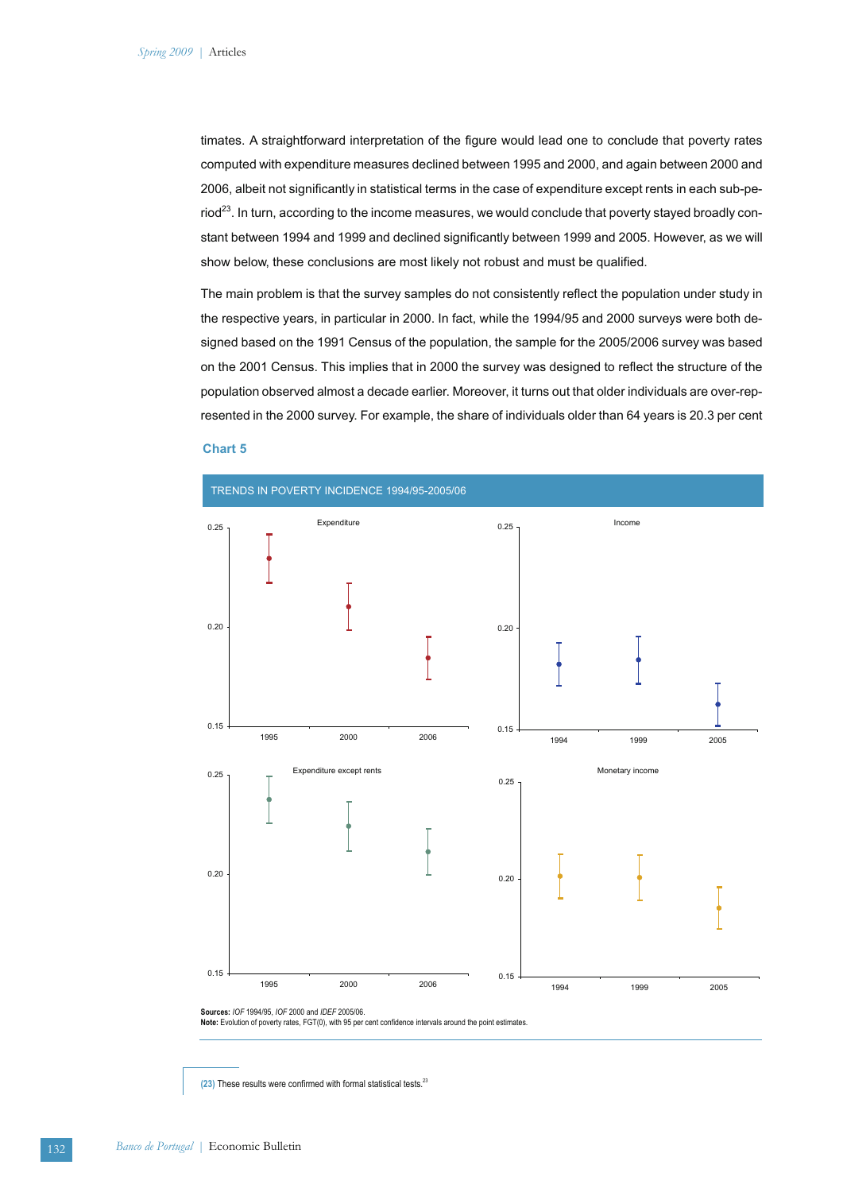timates. A straightforward interpretation of the figure would lead one to conclude that poverty rates computed with expenditure measures declined between 1995 and 2000, and again between 2000 and 2006, albeit not significantly in statistical terms in the case of expenditure except rents in each sub-period[23]. In turn, according to the income measures, we would conclude that poverty stayed broadly constant between 1994 and 1999 and declined significantly between 1999 and 2005. However, as we will show below, these conclusions are most likely not robust and must be qualified.

The main problem is that the survey samples do not consistently reflect the population under study in the respective years, in particular in 2000. In fact, while the 1994/95 and 2000 surveys were both designed based on the 1991 Census of the population, the sample for the 2005/2006 survey was based on the 2001 Census. This implies that in 2000 the survey was designed to reflect the structure of the population observed almost a decade earlier. Moreover, it turns out that older individuals are over-represented in the 2000 survey. For example, the share of individuals older than 64 years is 20.3 per cent

**Chart 5**

TRENDS IN POVERTY INCIDENCE 1994/95-2005/06

**Sources:** *IOF* 1994/95, *IOF* 2000 and *IDEF* 2005/06.
**Note:** Evolution of poverty rates, FGT(0), with 95 per cent confidence intervals around the point estimates.

(23) These results were confirmed with formal statistical tests.[23]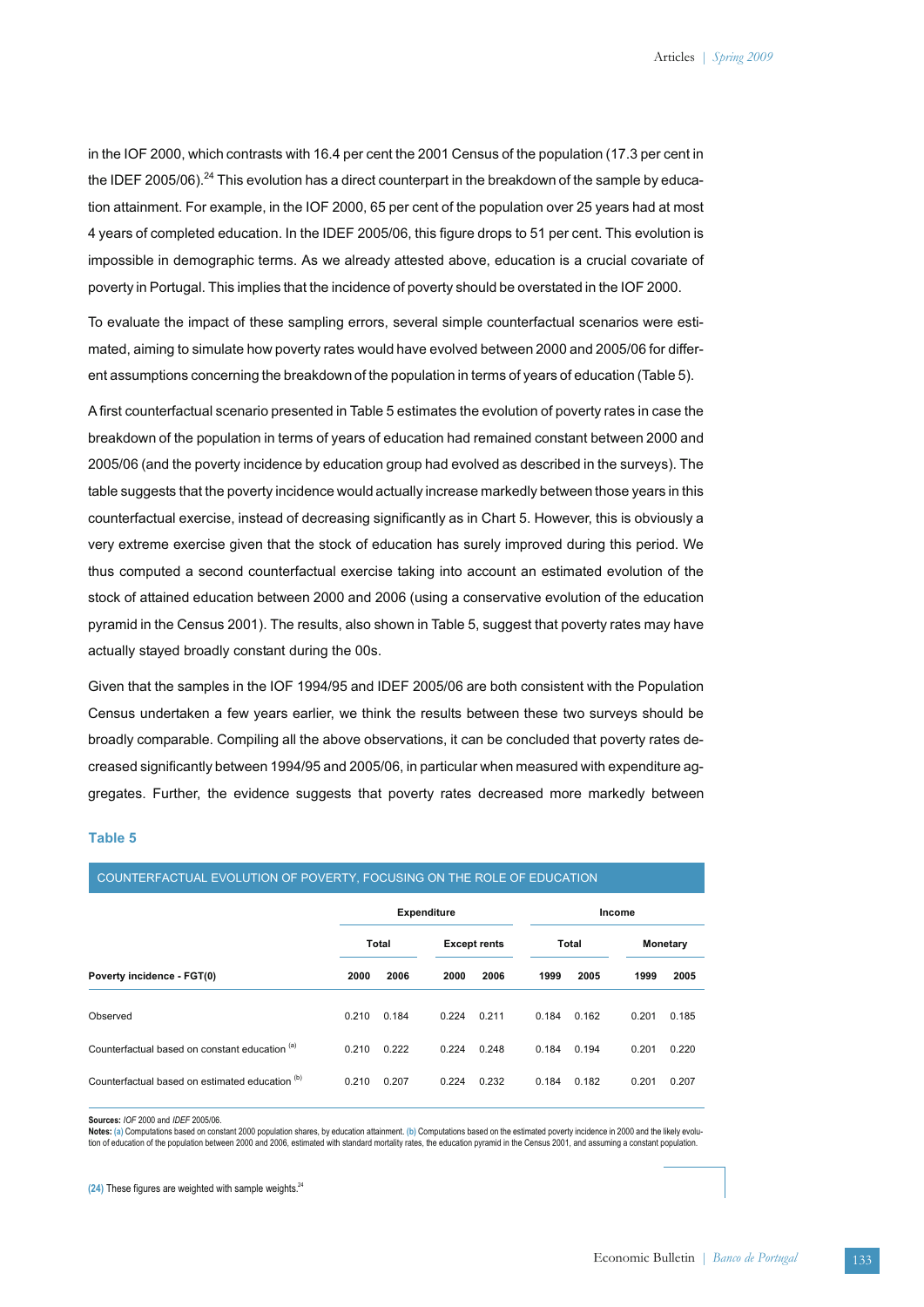in the IOF 2000, which contrasts with 16.4 per cent the 2001 Census of the population (17.3 per cent in the IDEF 2005/06).[24] This evolution has a direct counterpart in the breakdown of the sample by education attainment. For example, in the IOF 2000, 65 per cent of the population over 25 years had at most 4 years of completed education. In the IDEF 2005/06, this figure drops to 51 per cent. This evolution is impossible in demographic terms. As we already attested above, education is a crucial covariate of poverty in Portugal. This implies that the incidence of poverty should be overstated in the IOF 2000.

To evaluate the impact of these sampling errors, several simple counterfactual scenarios were estimated, aiming to simulate how poverty rates would have evolved between 2000 and 2005/06 for different assumptions concerning the breakdown of the population in terms of years of education (Table 5).

A first counterfactual scenario presented in Table 5 estimates the evolution of poverty rates in case the breakdown of the population in terms of years of education had remained constant between 2000 and 2005/06 (and the poverty incidence by education group had evolved as described in the surveys). The table suggests that the poverty incidence would actually increase markedly between those years in this counterfactual exercise, instead of decreasing significantly as in Chart 5. However, this is obviously a very extreme exercise given that the stock of education has surely improved during this period. We thus computed a second counterfactual exercise taking into account an estimated evolution of the stock of attained education between 2000 and 2006 (using a conservative evolution of the education pyramid in the Census 2001). The results, also shown in Table 5, suggest that poverty rates may have actually stayed broadly constant during the 00s.

Given that the samples in the IOF 1994/95 and IDEF 2005/06 are both consistent with the Population Census undertaken a few years earlier, we think the results between these two surveys should be broadly comparable. Compiling all the above observations, it can be concluded that poverty rates decreased significantly between 1994/95 and 2005/06, in particular when measured with expenditure aggregates. Further, the evidence suggests that poverty rates decreased more markedly between

### Table 5

**COUNTERFACTUAL EVOLUTION OF POVERTY, FOCUSING ON THE ROLE OF EDUCATION**

| | Expenditure | | | | Income | | | |
|---|---|---|---|---|---|---|---|---|
| | Total | | Except rents | | Total | | Monetary | |
| **Poverty incidence - FGT(0)** | **2000** | **2006** | **2000** | **2006** | **1999** | **2005** | **1999** | **2005** |
| Observed | 0.210 | 0.184 | 0.224 | 0.211 | 0.184 | 0.162 | 0.201 | 0.185 |
| Counterfactual based on constant education [(a)] | 0.210 | 0.222 | 0.224 | 0.248 | 0.184 | 0.194 | 0.201 | 0.220 |
| Counterfactual based on estimated education [(b)] | 0.210 | 0.207 | 0.224 | 0.232 | 0.184 | 0.182 | 0.201 | 0.207 |

**Sources:** *IOF* 2000 and *IDEF* 2005/06.
**Notes:** (a) Computations based on constant 2000 population shares, by education attainment. (b) Computations based on the estimated poverty incidence in 2000 and the likely evolution of education of the population between 2000 and 2006, estimated with standard mortality rates, the education pyramid in the Census 2001, and assuming a constant population.

(24) These figures are weighted with sample weights.[24]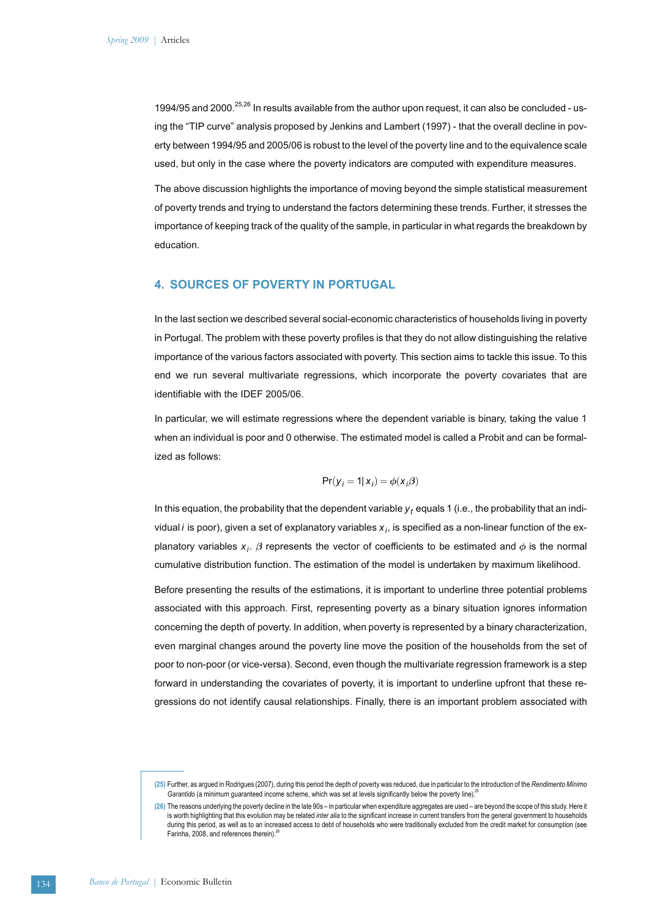1994/95 and 2000.[25,26] In results available from the author upon request, it can also be concluded - using the "TIP curve" analysis proposed by Jenkins and Lambert (1997) - that the overall decline in poverty between 1994/95 and 2005/06 is robust to the level of the poverty line and to the equivalence scale used, but only in the case where the poverty indicators are computed with expenditure measures.

The above discussion highlights the importance of moving beyond the simple statistical measurement of poverty trends and trying to understand the factors determining these trends. Further, it stresses the importance of keeping track of the quality of the sample, in particular in what regards the breakdown by education.

## 4. SOURCES OF POVERTY IN PORTUGAL

In the last section we described several social-economic characteristics of households living in poverty in Portugal. The problem with these poverty profiles is that they do not allow distinguishing the relative importance of the various factors associated with poverty. This section aims to tackle this issue. To this end we run several multivariate regressions, which incorporate the poverty covariates that are identifiable with the IDEF 2005/06.

In particular, we will estimate regressions where the dependent variable is binary, taking the value 1 when an individual is poor and 0 otherwise. The estimated model is called a Probit and can be formalized as follows:

$$\Pr(y_i = 1 | x_i) = \phi(x_i\beta)$$

In this equation, the probability that the dependent variable $y_t$ equals 1 (i.e., the probability that an individual $i$ is poor), given a set of explanatory variables $x_i$, is specified as a non-linear function of the explanatory variables $x_i$. $\beta$ represents the vector of coefficients to be estimated and $\phi$ is the normal cumulative distribution function. The estimation of the model is undertaken by maximum likelihood.

Before presenting the results of the estimations, it is important to underline three potential problems associated with this approach. First, representing poverty as a binary situation ignores information concerning the depth of poverty. In addition, when poverty is represented by a binary characterization, even marginal changes around the poverty line move the position of the households from the set of poor to non-poor (or vice-versa). Second, even though the multivariate regression framework is a step forward in understanding the covariates of poverty, it is important to underline upfront that these regressions do not identify causal relationships. Finally, there is an important problem associated with

(25) Further, as argued in Rodrigues (2007), during this period the depth of poverty was reduced, due in particular to the introduction of the *Rendimento Mínimo Garantido* (a minimum guaranteed income scheme, which was set at levels significantly below the poverty line).[25]

(26) The reasons underlying the poverty decline in the late 90s – in particular when expenditure aggregates are used – are beyond the scope of this study. Here it is worth highlighting that this evolution may be related *inter alia* to the significant increase in current transfers from the general government to households during this period, as well as to an increased access to debt of households who were traditionally excluded from the credit market for consumption (see Farinha, 2008, and references therein).[26]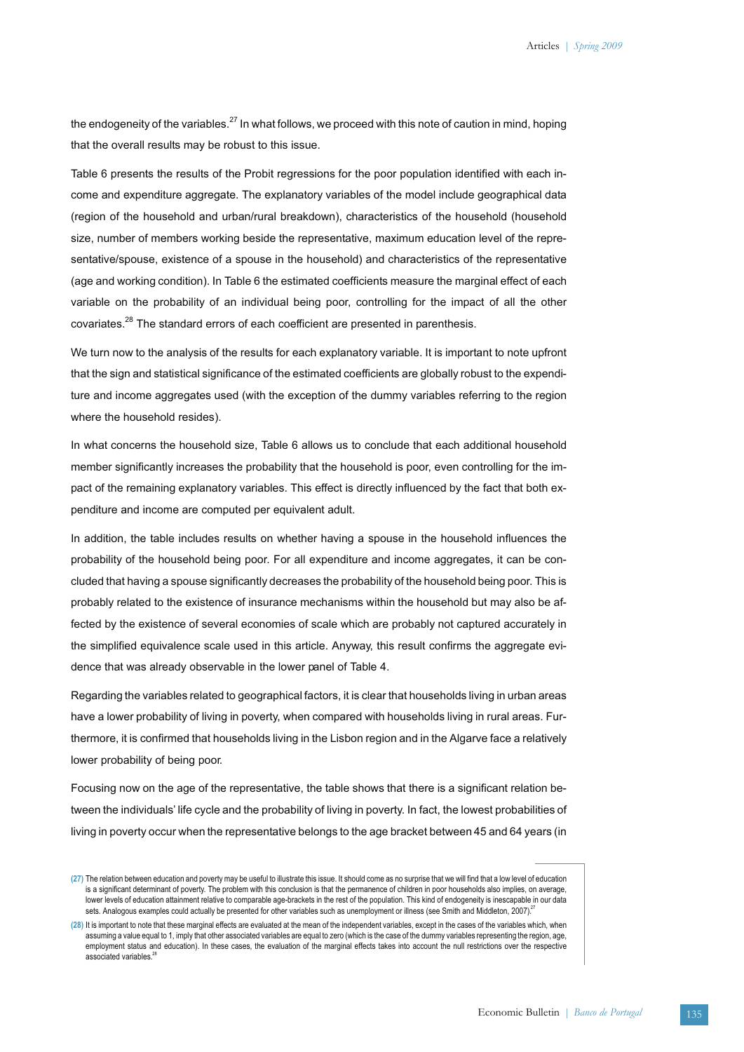the endogeneity of the variables.[27] In what follows, we proceed with this note of caution in mind, hoping that the overall results may be robust to this issue.

Table 6 presents the results of the Probit regressions for the poor population identified with each income and expenditure aggregate. The explanatory variables of the model include geographical data (region of the household and urban/rural breakdown), characteristics of the household (household size, number of members working beside the representative, maximum education level of the representative/spouse, existence of a spouse in the household) and characteristics of the representative (age and working condition). In Table 6 the estimated coefficients measure the marginal effect of each variable on the probability of an individual being poor, controlling for the impact of all the other covariates.[28] The standard errors of each coefficient are presented in parenthesis.

We turn now to the analysis of the results for each explanatory variable. It is important to note upfront that the sign and statistical significance of the estimated coefficients are globally robust to the expenditure and income aggregates used (with the exception of the dummy variables referring to the region where the household resides).

In what concerns the household size, Table 6 allows us to conclude that each additional household member significantly increases the probability that the household is poor, even controlling for the impact of the remaining explanatory variables. This effect is directly influenced by the fact that both expenditure and income are computed per equivalent adult.

In addition, the table includes results on whether having a spouse in the household influences the probability of the household being poor. For all expenditure and income aggregates, it can be concluded that having a spouse significantly decreases the probability of the household being poor. This is probably related to the existence of insurance mechanisms within the household but may also be affected by the existence of several economies of scale which are probably not captured accurately in the simplified equivalence scale used in this article. Anyway, this result confirms the aggregate evidence that was already observable in the lower panel of Table 4.

Regarding the variables related to geographical factors, it is clear that households living in urban areas have a lower probability of living in poverty, when compared with households living in rural areas. Furthermore, it is confirmed that households living in the Lisbon region and in the Algarve face a relatively lower probability of being poor.

Focusing now on the age of the representative, the table shows that there is a significant relation between the individuals' life cycle and the probability of living in poverty. In fact, the lowest probabilities of living in poverty occur when the representative belongs to the age bracket between 45 and 64 years (in

(27) The relation between education and poverty may be useful to illustrate this issue. It should come as no surprise that we will find that a low level of education is a significant determinant of poverty. The problem with this conclusion is that the permanence of children in poor households also implies, on average, lower levels of education attainment relative to comparable age-brackets in the rest of the population. This kind of endogeneity is inescapable in our data sets. Analogous examples could actually be presented for other variables such as unemployment or illness (see Smith and Middleton, 2007).

(28) It is important to note that these marginal effects are evaluated at the mean of the independent variables, except in the cases of the variables which, when assuming a value equal to 1, imply that other associated variables are equal to zero (which is the case of the dummy variables representing the region, age, employment status and education). In these cases, the evaluation of the marginal effects takes into account the null restrictions over the respective associated variables.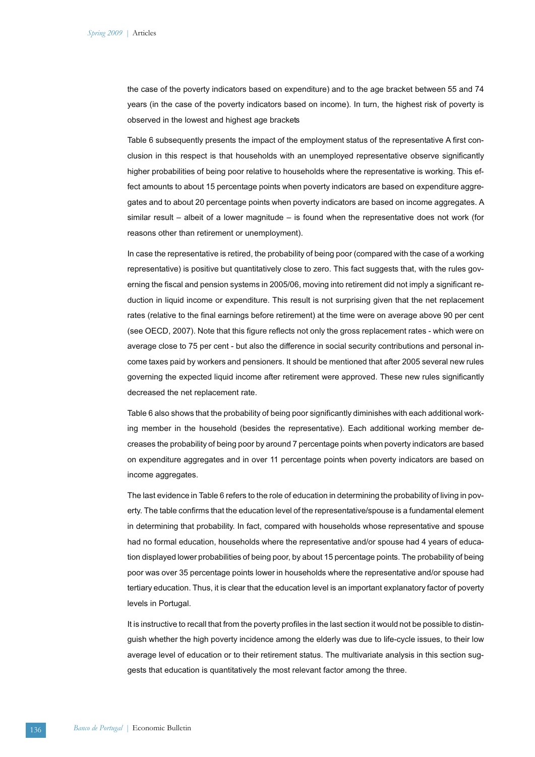the case of the poverty indicators based on expenditure) and to the age bracket between 55 and 74 years (in the case of the poverty indicators based on income). In turn, the highest risk of poverty is observed in the lowest and highest age brackets

Table 6 subsequently presents the impact of the employment status of the representative A first conclusion in this respect is that households with an unemployed representative observe significantly higher probabilities of being poor relative to households where the representative is working. This effect amounts to about 15 percentage points when poverty indicators are based on expenditure aggregates and to about 20 percentage points when poverty indicators are based on income aggregates. A similar result – albeit of a lower magnitude – is found when the representative does not work (for reasons other than retirement or unemployment).

In case the representative is retired, the probability of being poor (compared with the case of a working representative) is positive but quantitatively close to zero. This fact suggests that, with the rules governing the fiscal and pension systems in 2005/06, moving into retirement did not imply a significant reduction in liquid income or expenditure. This result is not surprising given that the net replacement rates (relative to the final earnings before retirement) at the time were on average above 90 per cent (see OECD, 2007). Note that this figure reflects not only the gross replacement rates - which were on average close to 75 per cent - but also the difference in social security contributions and personal income taxes paid by workers and pensioners. It should be mentioned that after 2005 several new rules governing the expected liquid income after retirement were approved. These new rules significantly decreased the net replacement rate.

Table 6 also shows that the probability of being poor significantly diminishes with each additional working member in the household (besides the representative). Each additional working member decreases the probability of being poor by around 7 percentage points when poverty indicators are based on expenditure aggregates and in over 11 percentage points when poverty indicators are based on income aggregates.

The last evidence in Table 6 refers to the role of education in determining the probability of living in poverty. The table confirms that the education level of the representative/spouse is a fundamental element in determining that probability. In fact, compared with households whose representative and spouse had no formal education, households where the representative and/or spouse had 4 years of education displayed lower probabilities of being poor, by about 15 percentage points. The probability of being poor was over 35 percentage points lower in households where the representative and/or spouse had tertiary education. Thus, it is clear that the education level is an important explanatory factor of poverty levels in Portugal.

It is instructive to recall that from the poverty profiles in the last section it would not be possible to distinguish whether the high poverty incidence among the elderly was due to life-cycle issues, to their low average level of education or to their retirement status. The multivariate analysis in this section suggests that education is quantitatively the most relevant factor among the three.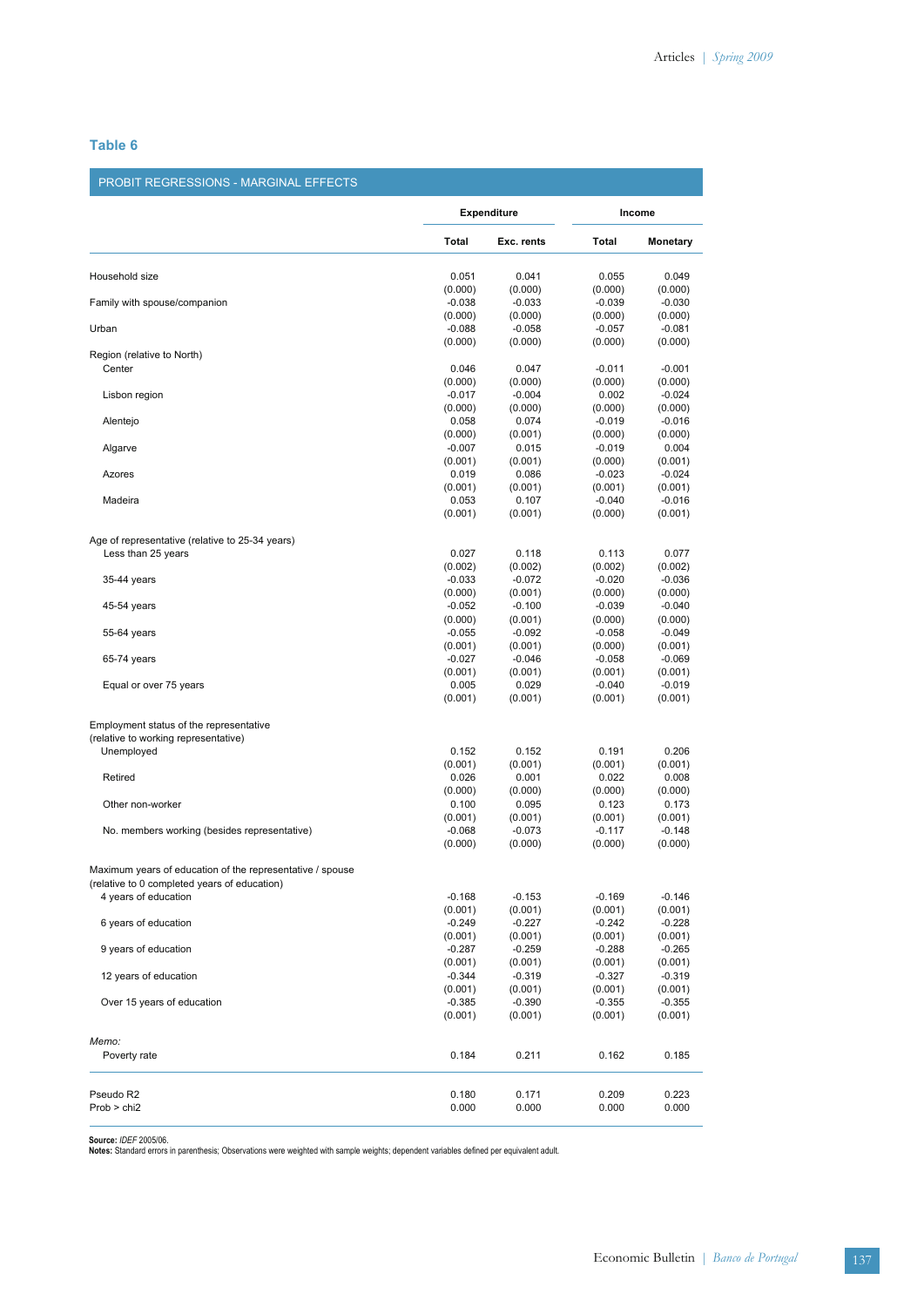### Table 6

PROBIT REGRESSIONS - MARGINAL EFFECTS

| | Expenditure | | Income | |
|---|---|---|---|---|
| | Total | Exc. rents | Total | Monetary |
| Household size | 0.051 | 0.041 | 0.055 | 0.049 |
| | (0.000) | (0.000) | (0.000) | (0.000) |
| Family with spouse/companion | -0.038 | -0.033 | -0.039 | -0.030 |
| | (0.000) | (0.000) | (0.000) | (0.000) |
| Urban | -0.088 | -0.058 | -0.057 | -0.081 |
| | (0.000) | (0.000) | (0.000) | (0.000) |
| Region (relative to North) | | | | |
| Center | 0.046 | 0.047 | -0.011 | -0.001 |
| | (0.000) | (0.000) | (0.000) | (0.000) |
| Lisbon region | -0.017 | -0.004 | 0.002 | -0.024 |
| | (0.000) | (0.000) | (0.000) | (0.000) |
| Alentejo | 0.058 | 0.074 | -0.019 | -0.016 |
| | (0.000) | (0.001) | (0.000) | (0.000) |
| Algarve | -0.007 | 0.015 | -0.019 | 0.004 |
| | (0.001) | (0.001) | (0.000) | (0.001) |
| Azores | 0.019 | 0.086 | -0.023 | -0.024 |
| | (0.001) | (0.001) | (0.001) | (0.001) |
| Madeira | 0.053 | 0.107 | -0.040 | -0.016 |
| | (0.001) | (0.001) | (0.000) | (0.001) |
| Age of representative (relative to 25-34 years) | | | | |
| Less than 25 years | 0.027 | 0.118 | 0.113 | 0.077 |
| | (0.002) | (0.002) | (0.002) | (0.002) |
| 35-44 years | -0.033 | -0.072 | -0.020 | -0.036 |
| | (0.000) | (0.001) | (0.000) | (0.000) |
| 45-54 years | -0.052 | -0.100 | -0.039 | -0.040 |
| | (0.000) | (0.001) | (0.000) | (0.000) |
| 55-64 years | -0.055 | -0.092 | -0.058 | -0.049 |
| | (0.001) | (0.001) | (0.000) | (0.001) |
| 65-74 years | -0.027 | -0.046 | -0.058 | -0.069 |
| | (0.001) | (0.001) | (0.001) | (0.001) |
| Equal or over 75 years | 0.005 | 0.029 | -0.040 | -0.019 |
| | (0.001) | (0.001) | (0.001) | (0.001) |
| Employment status of the representative (relative to working representative) | | | | |
| Unemployed | 0.152 | 0.152 | 0.191 | 0.206 |
| | (0.001) | (0.001) | (0.001) | (0.001) |
| Retired | 0.026 | 0.001 | 0.022 | 0.008 |
| | (0.000) | (0.000) | (0.000) | (0.000) |
| Other non-worker | 0.100 | 0.095 | 0.123 | 0.173 |
| | (0.001) | (0.001) | (0.001) | (0.001) |
| No. members working (besides representative) | -0.068 | -0.073 | -0.117 | -0.148 |
| | (0.000) | (0.000) | (0.000) | (0.000) |
| Maximum years of education of the representative / spouse (relative to 0 completed years of education) | | | | |
| 4 years of education | -0.168 | -0.153 | -0.169 | -0.146 |
| | (0.001) | (0.001) | (0.001) | (0.001) |
| 6 years of education | -0.249 | -0.227 | -0.242 | -0.228 |
| | (0.001) | (0.001) | (0.001) | (0.001) |
| 9 years of education | -0.287 | -0.259 | -0.288 | -0.265 |
| | (0.001) | (0.001) | (0.001) | (0.001) |
| 12 years of education | -0.344 | -0.319 | -0.327 | -0.319 |
| | (0.001) | (0.001) | (0.001) | (0.001) |
| Over 15 years of education | -0.385 | -0.390 | -0.355 | -0.355 |
| | (0.001) | (0.001) | (0.001) | (0.001) |
| *Memo:* | | | | |
| Poverty rate | 0.184 | 0.211 | 0.162 | 0.185 |
| Pseudo R2 | 0.180 | 0.171 | 0.209 | 0.223 |
| Prob > chi2 | 0.000 | 0.000 | 0.000 | 0.000 |

**Source:** *IDEF* 2005/06.
**Notes:** Standard errors in parenthesis; Observations were weighted with sample weights; dependent variables defined per equivalent adult.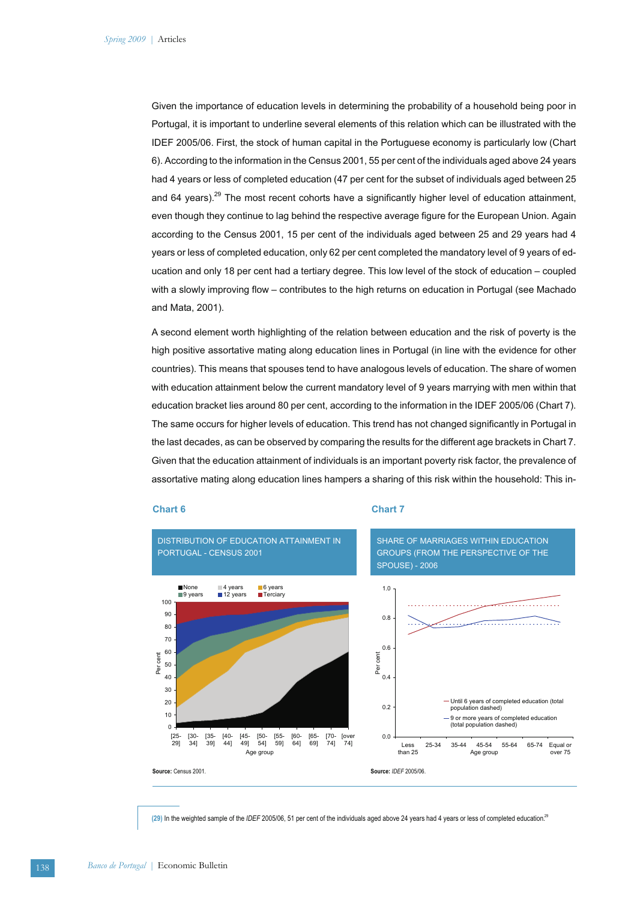Given the importance of education levels in determining the probability of a household being poor in Portugal, it is important to underline several elements of this relation which can be illustrated with the IDEF 2005/06. First, the stock of human capital in the Portuguese economy is particularly low (Chart 6). According to the information in the Census 2001, 55 per cent of the individuals aged above 24 years had 4 years or less of completed education (47 per cent for the subset of individuals aged between 25 and 64 years).[29] The most recent cohorts have a significantly higher level of education attainment, even though they continue to lag behind the respective average figure for the European Union. Again according to the Census 2001, 15 per cent of the individuals aged between 25 and 29 years had 4 years or less of completed education, only 62 per cent completed the mandatory level of 9 years of education and only 18 per cent had a tertiary degree. This low level of the stock of education – coupled with a slowly improving flow – contributes to the high returns on education in Portugal (see Machado and Mata, 2001).

A second element worth highlighting of the relation between education and the risk of poverty is the high positive assortative mating along education lines in Portugal (in line with the evidence for other countries). This means that spouses tend to have analogous levels of education. The share of women with education attainment below the current mandatory level of 9 years marrying with men within that education bracket lies around 80 per cent, according to the information in the IDEF 2005/06 (Chart 7). The same occurs for higher levels of education. This trend has not changed significantly in Portugal in the last decades, as can be observed by comparing the results for the different age brackets in Chart 7. Given that the education attainment of individuals is an important poverty risk factor, the prevalence of assortative mating along education lines hampers a sharing of this risk within the household: This in-

**Chart 6**

DISTRIBUTION OF EDUCATION ATTAINMENT IN PORTUGAL - CENSUS 2001

**Source:** Census 2001.

**Chart 7**

SHARE OF MARRIAGES WITHIN EDUCATION GROUPS (FROM THE PERSPECTIVE OF THE SPOUSE) - 2006

**Source:** *IDEF* 2005/06.

(29) In the weighted sample of the *IDEF* 2005/06, 51 per cent of the individuals aged above 24 years had 4 years or less of completed education.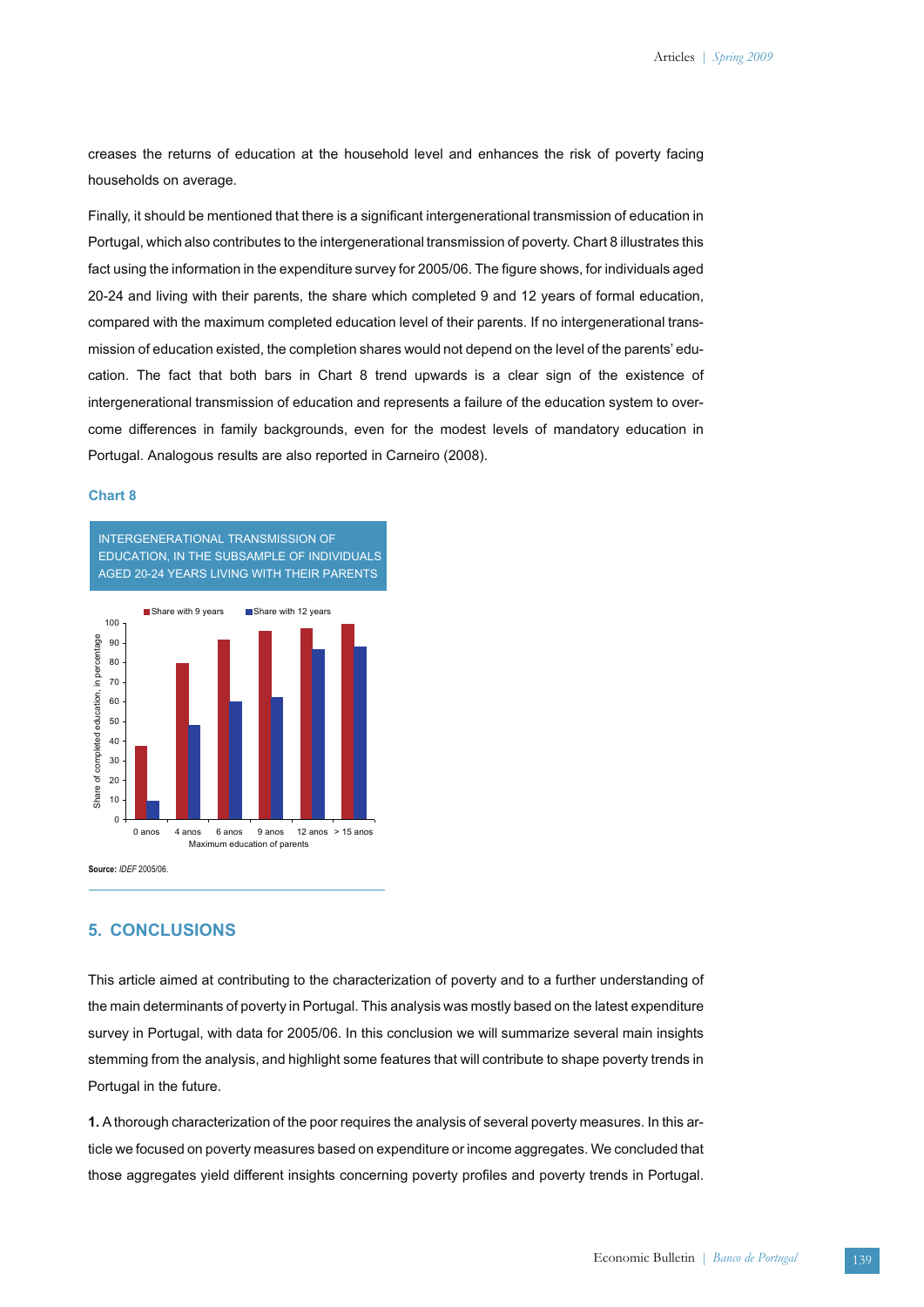creases the returns of education at the household level and enhances the risk of poverty facing households on average.

Finally, it should be mentioned that there is a significant intergenerational transmission of education in Portugal, which also contributes to the intergenerational transmission of poverty. Chart 8 illustrates this fact using the information in the expenditure survey for 2005/06. The figure shows, for individuals aged 20-24 and living with their parents, the share which completed 9 and 12 years of formal education, compared with the maximum completed education level of their parents. If no intergenerational transmission of education existed, the completion shares would not depend on the level of the parents' education. The fact that both bars in Chart 8 trend upwards is a clear sign of the existence of intergenerational transmission of education and represents a failure of the education system to overcome differences in family backgrounds, even for the modest levels of mandatory education in Portugal. Analogous results are also reported in Carneiro (2008).

### Chart 8

INTERGENERATIONAL TRANSMISSION OF EDUCATION, IN THE SUBSAMPLE OF INDIVIDUALS AGED 20-24 YEARS LIVING WITH THEIR PARENTS

Share with 9 years | Share with 12 years

Share of completed education, in percentage: 0, 10, 20, 30, 40, 50, 60, 70, 80, 90, 100

Maximum education of parents: 0 anos, 4 anos, 6 anos, 9 anos, 12 anos, > 15 anos

**Source:** *IDEF* 2005/06.

## 5. CONCLUSIONS

This article aimed at contributing to the characterization of poverty and to a further understanding of the main determinants of poverty in Portugal. This analysis was mostly based on the latest expenditure survey in Portugal, with data for 2005/06. In this conclusion we will summarize several main insights stemming from the analysis, and highlight some features that will contribute to shape poverty trends in Portugal in the future.

**1.** A thorough characterization of the poor requires the analysis of several poverty measures. In this article we focused on poverty measures based on expenditure or income aggregates. We concluded that those aggregates yield different insights concerning poverty profiles and poverty trends in Portugal.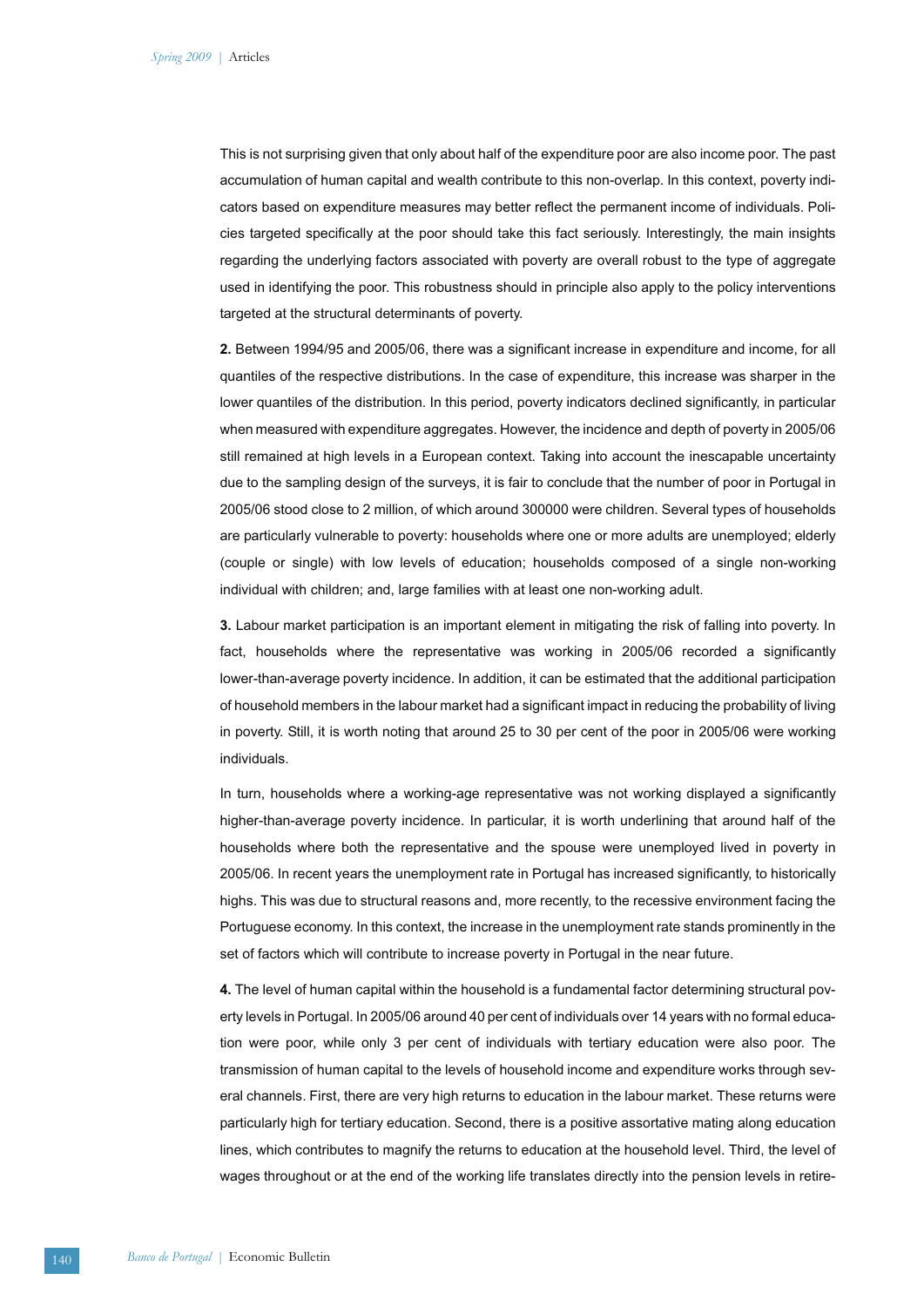This is not surprising given that only about half of the expenditure poor are also income poor. The past accumulation of human capital and wealth contribute to this non-overlap. In this context, poverty indicators based on expenditure measures may better reflect the permanent income of individuals. Policies targeted specifically at the poor should take this fact seriously. Interestingly, the main insights regarding the underlying factors associated with poverty are overall robust to the type of aggregate used in identifying the poor. This robustness should in principle also apply to the policy interventions targeted at the structural determinants of poverty.

**2.** Between 1994/95 and 2005/06, there was a significant increase in expenditure and income, for all quantiles of the respective distributions. In the case of expenditure, this increase was sharper in the lower quantiles of the distribution. In this period, poverty indicators declined significantly, in particular when measured with expenditure aggregates. However, the incidence and depth of poverty in 2005/06 still remained at high levels in a European context. Taking into account the inescapable uncertainty due to the sampling design of the surveys, it is fair to conclude that the number of poor in Portugal in 2005/06 stood close to 2 million, of which around 300000 were children. Several types of households are particularly vulnerable to poverty: households where one or more adults are unemployed; elderly (couple or single) with low levels of education; households composed of a single non-working individual with children; and, large families with at least one non-working adult.

**3.** Labour market participation is an important element in mitigating the risk of falling into poverty. In fact, households where the representative was working in 2005/06 recorded a significantly lower-than-average poverty incidence. In addition, it can be estimated that the additional participation of household members in the labour market had a significant impact in reducing the probability of living in poverty. Still, it is worth noting that around 25 to 30 per cent of the poor in 2005/06 were working individuals.

In turn, households where a working-age representative was not working displayed a significantly higher-than-average poverty incidence. In particular, it is worth underlining that around half of the households where both the representative and the spouse were unemployed lived in poverty in 2005/06. In recent years the unemployment rate in Portugal has increased significantly, to historically highs. This was due to structural reasons and, more recently, to the recessive environment facing the Portuguese economy. In this context, the increase in the unemployment rate stands prominently in the set of factors which will contribute to increase poverty in Portugal in the near future.

**4.** The level of human capital within the household is a fundamental factor determining structural poverty levels in Portugal. In 2005/06 around 40 per cent of individuals over 14 years with no formal education were poor, while only 3 per cent of individuals with tertiary education were also poor. The transmission of human capital to the levels of household income and expenditure works through several channels. First, there are very high returns to education in the labour market. These returns were particularly high for tertiary education. Second, there is a positive assortative mating along education lines, which contributes to magnify the returns to education at the household level. Third, the level of wages throughout or at the end of the working life translates directly into the pension levels in retire-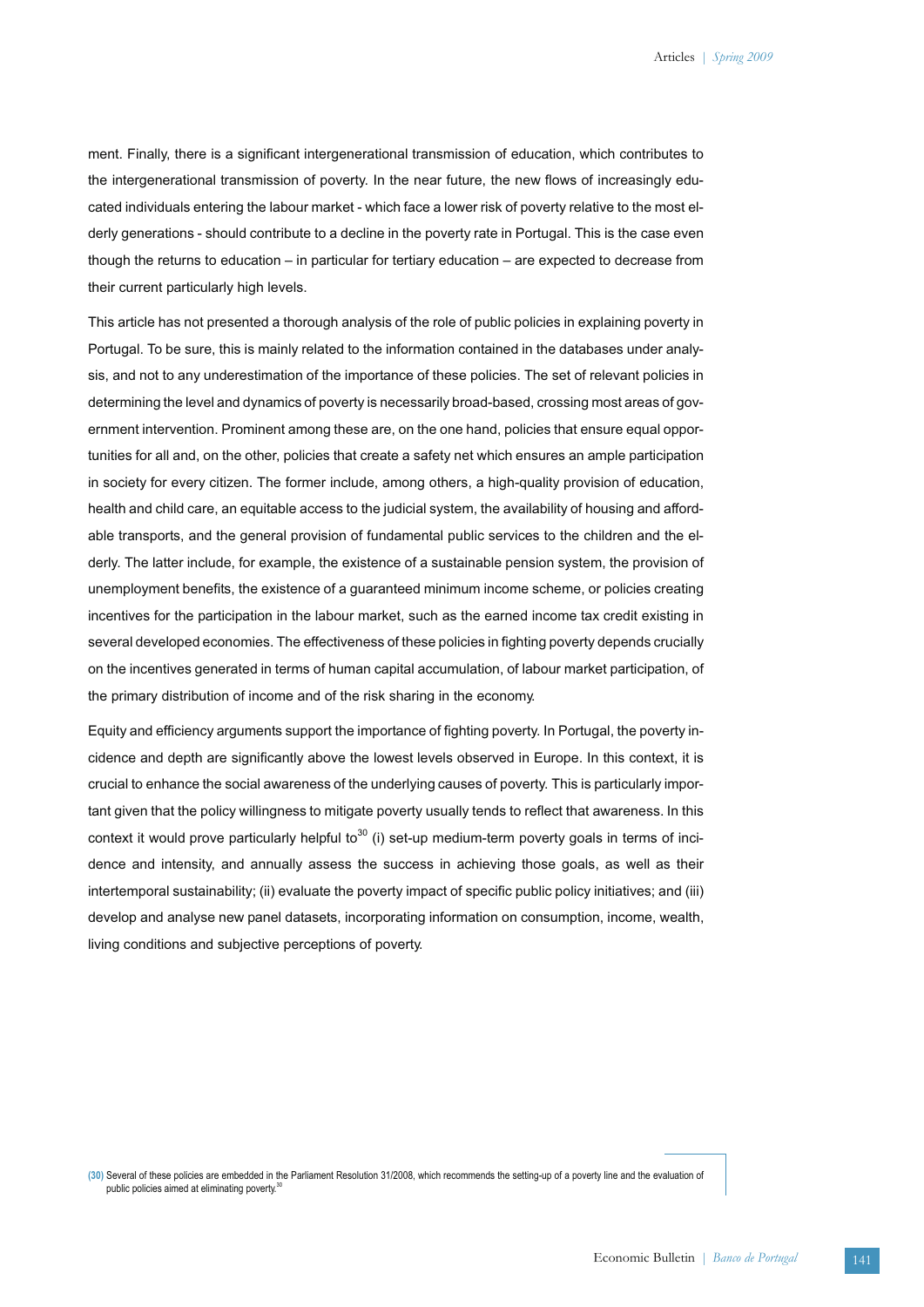ment. Finally, there is a significant intergenerational transmission of education, which contributes to the intergenerational transmission of poverty. In the near future, the new flows of increasingly educated individuals entering the labour market - which face a lower risk of poverty relative to the most elderly generations - should contribute to a decline in the poverty rate in Portugal. This is the case even though the returns to education – in particular for tertiary education – are expected to decrease from their current particularly high levels.

This article has not presented a thorough analysis of the role of public policies in explaining poverty in Portugal. To be sure, this is mainly related to the information contained in the databases under analysis, and not to any underestimation of the importance of these policies. The set of relevant policies in determining the level and dynamics of poverty is necessarily broad-based, crossing most areas of government intervention. Prominent among these are, on the one hand, policies that ensure equal opportunities for all and, on the other, policies that create a safety net which ensures an ample participation in society for every citizen. The former include, among others, a high-quality provision of education, health and child care, an equitable access to the judicial system, the availability of housing and affordable transports, and the general provision of fundamental public services to the children and the elderly. The latter include, for example, the existence of a sustainable pension system, the provision of unemployment benefits, the existence of a guaranteed minimum income scheme, or policies creating incentives for the participation in the labour market, such as the earned income tax credit existing in several developed economies. The effectiveness of these policies in fighting poverty depends crucially on the incentives generated in terms of human capital accumulation, of labour market participation, of the primary distribution of income and of the risk sharing in the economy.

Equity and efficiency arguments support the importance of fighting poverty. In Portugal, the poverty incidence and depth are significantly above the lowest levels observed in Europe. In this context, it is crucial to enhance the social awareness of the underlying causes of poverty. This is particularly important given that the policy willingness to mitigate poverty usually tends to reflect that awareness. In this context it would prove particularly helpful to[30] (i) set-up medium-term poverty goals in terms of incidence and intensity, and annually assess the success in achieving those goals, as well as their intertemporal sustainability; (ii) evaluate the poverty impact of specific public policy initiatives; and (iii) develop and analyse new panel datasets, incorporating information on consumption, income, wealth, living conditions and subjective perceptions of poverty.

(30) Several of these policies are embedded in the Parliament Resolution 31/2008, which recommends the setting-up of a poverty line and the evaluation of public policies aimed at eliminating poverty.[30]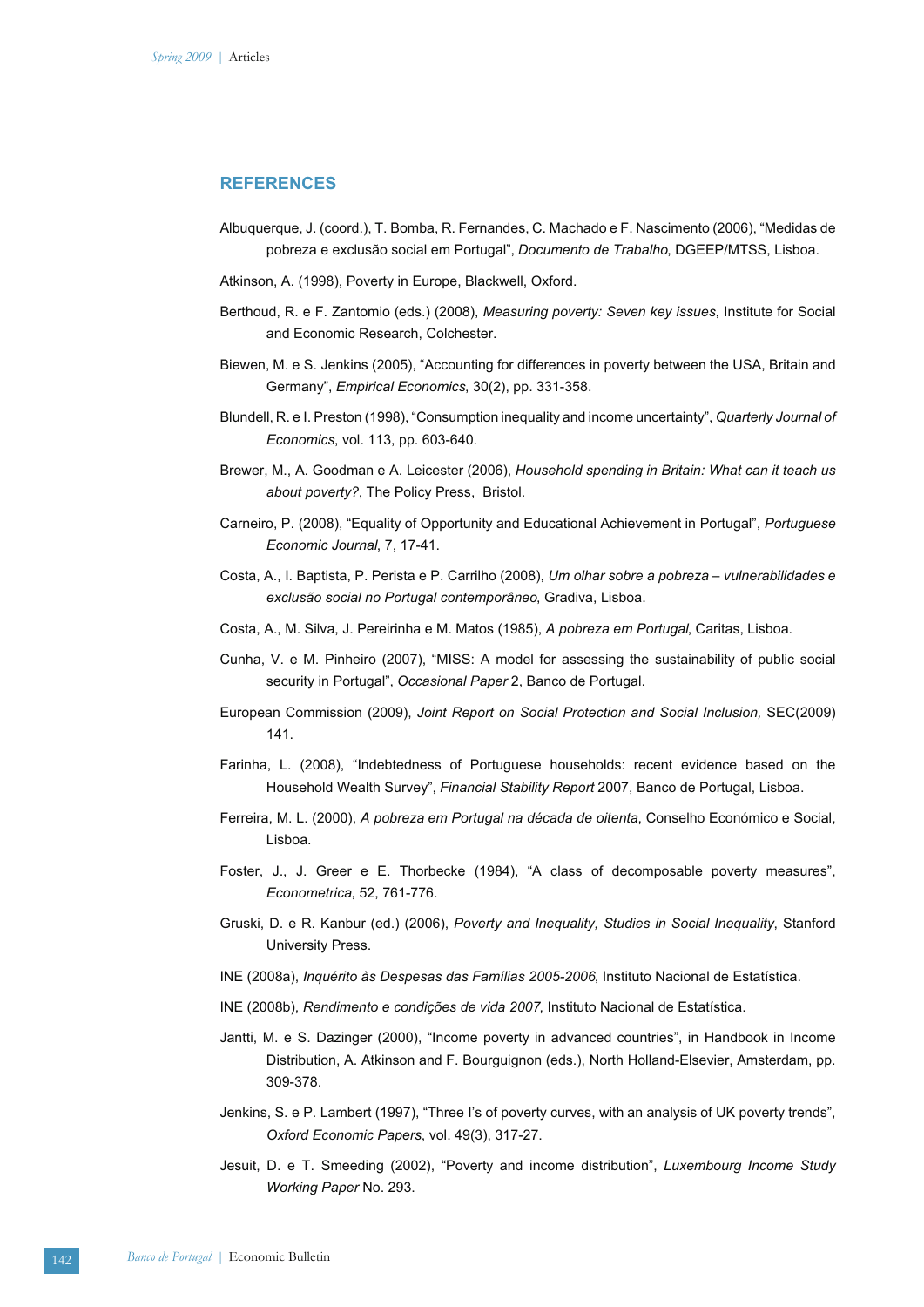## REFERENCES

Albuquerque, J. (coord.), T. Bomba, R. Fernandes, C. Machado e F. Nascimento (2006), “Medidas de pobreza e exclusão social em Portugal”, *Documento de Trabalho*, DGEEP/MTSS, Lisboa.

Atkinson, A. (1998), Poverty in Europe, Blackwell, Oxford.

Berthoud, R. e F. Zantomio (eds.) (2008), *Measuring poverty: Seven key issues*, Institute for Social and Economic Research, Colchester.

Biewen, M. e S. Jenkins (2005), “Accounting for differences in poverty between the USA, Britain and Germany”, *Empirical Economics*, 30(2), pp. 331-358.

Blundell, R. e I. Preston (1998), “Consumption inequality and income uncertainty”, *Quarterly Journal of Economics*, vol. 113, pp. 603-640.

Brewer, M., A. Goodman e A. Leicester (2006), *Household spending in Britain: What can it teach us about poverty?*, The Policy Press, Bristol.

Carneiro, P. (2008), “Equality of Opportunity and Educational Achievement in Portugal”, *Portuguese Economic Journal*, 7, 17-41.

Costa, A., I. Baptista, P. Perista e P. Carrilho (2008), *Um olhar sobre a pobreza – vulnerabilidades e exclusão social no Portugal contemporâneo*, Gradiva, Lisboa.

Costa, A., M. Silva, J. Pereirinha e M. Matos (1985), *A pobreza em Portugal*, Caritas, Lisboa.

Cunha, V. e M. Pinheiro (2007), “MISS: A model for assessing the sustainability of public social security in Portugal”, *Occasional Paper* 2, Banco de Portugal.

European Commission (2009), *Joint Report on Social Protection and Social Inclusion,* SEC(2009) 141.

Farinha, L. (2008), “Indebtedness of Portuguese households: recent evidence based on the Household Wealth Survey”, *Financial Stability Report* 2007, Banco de Portugal, Lisboa.

Ferreira, M. L. (2000), *A pobreza em Portugal na década de oitenta*, Conselho Económico e Social, Lisboa.

Foster, J., J. Greer e E. Thorbecke (1984), “A class of decomposable poverty measures”, *Econometrica*, 52, 761-776.

Gruski, D. e R. Kanbur (ed.) (2006), *Poverty and Inequality, Studies in Social Inequality*, Stanford University Press.

INE (2008a), *Inquérito às Despesas das Famílias 2005-2006*, Instituto Nacional de Estatística.

INE (2008b), *Rendimento e condições de vida 2007*, Instituto Nacional de Estatística.

Jantti, M. e S. Dazinger (2000), “Income poverty in advanced countries”, in Handbook in Income Distribution, A. Atkinson and F. Bourguignon (eds.), North Holland-Elsevier, Amsterdam, pp. 309-378.

Jenkins, S. e P. Lambert (1997), “Three I’s of poverty curves, with an analysis of UK poverty trends”, *Oxford Economic Papers*, vol. 49(3), 317-27.

Jesuit, D. e T. Smeeding (2002), “Poverty and income distribution”, *Luxembourg Income Study Working Paper* No. 293.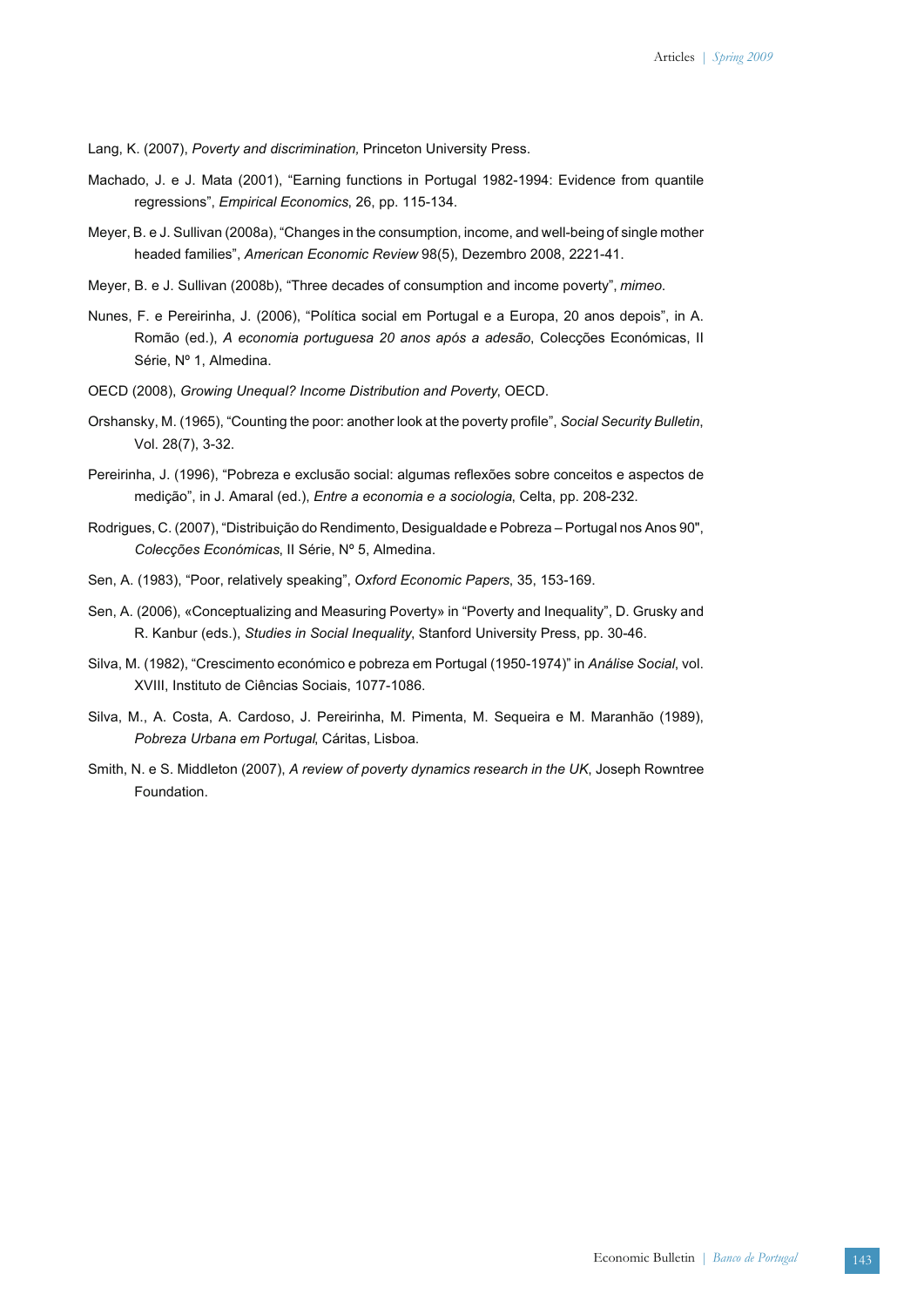Lang, K. (2007), *Poverty and discrimination*, Princeton University Press.

Machado, J. e J. Mata (2001), "Earning functions in Portugal 1982-1994: Evidence from quantile regressions", *Empirical Economics*, 26, pp. 115-134.

Meyer, B. e J. Sullivan (2008a), "Changes in the consumption, income, and well-being of single mother headed families", *American Economic Review* 98(5), Dezembro 2008, 2221-41.

Meyer, B. e J. Sullivan (2008b), "Three decades of consumption and income poverty", *mimeo*.

Nunes, F. e Pereirinha, J. (2006), "Política social em Portugal e a Europa, 20 anos depois", in A. Romão (ed.), *A economia portuguesa 20 anos após a adesão*, Colecções Económicas, II Série, Nº 1, Almedina.

OECD (2008), *Growing Unequal? Income Distribution and Poverty*, OECD.

Orshansky, M. (1965), "Counting the poor: another look at the poverty profile", *Social Security Bulletin*, Vol. 28(7), 3-32.

Pereirinha, J. (1996), "Pobreza e exclusão social: algumas reflexões sobre conceitos e aspectos de medição", in J. Amaral (ed.), *Entre a economia e a sociologia*, Celta, pp. 208-232.

Rodrigues, C. (2007), "Distribuição do Rendimento, Desigualdade e Pobreza – Portugal nos Anos 90", *Colecções Económicas*, II Série, Nº 5, Almedina.

Sen, A. (1983), "Poor, relatively speaking", *Oxford Economic Papers*, 35, 153-169.

Sen, A. (2006), «Conceptualizing and Measuring Poverty» in "Poverty and Inequality", D. Grusky and R. Kanbur (eds.), *Studies in Social Inequality*, Stanford University Press, pp. 30-46.

Silva, M. (1982), "Crescimento económico e pobreza em Portugal (1950-1974)" in *Análise Social*, vol. XVIII, Instituto de Ciências Sociais, 1077-1086.

Silva, M., A. Costa, A. Cardoso, J. Pereirinha, M. Pimenta, M. Sequeira e M. Maranhão (1989), *Pobreza Urbana em Portugal*, Cáritas, Lisboa.

Smith, N. e S. Middleton (2007), *A review of poverty dynamics research in the UK*, Joseph Rowntree Foundation.